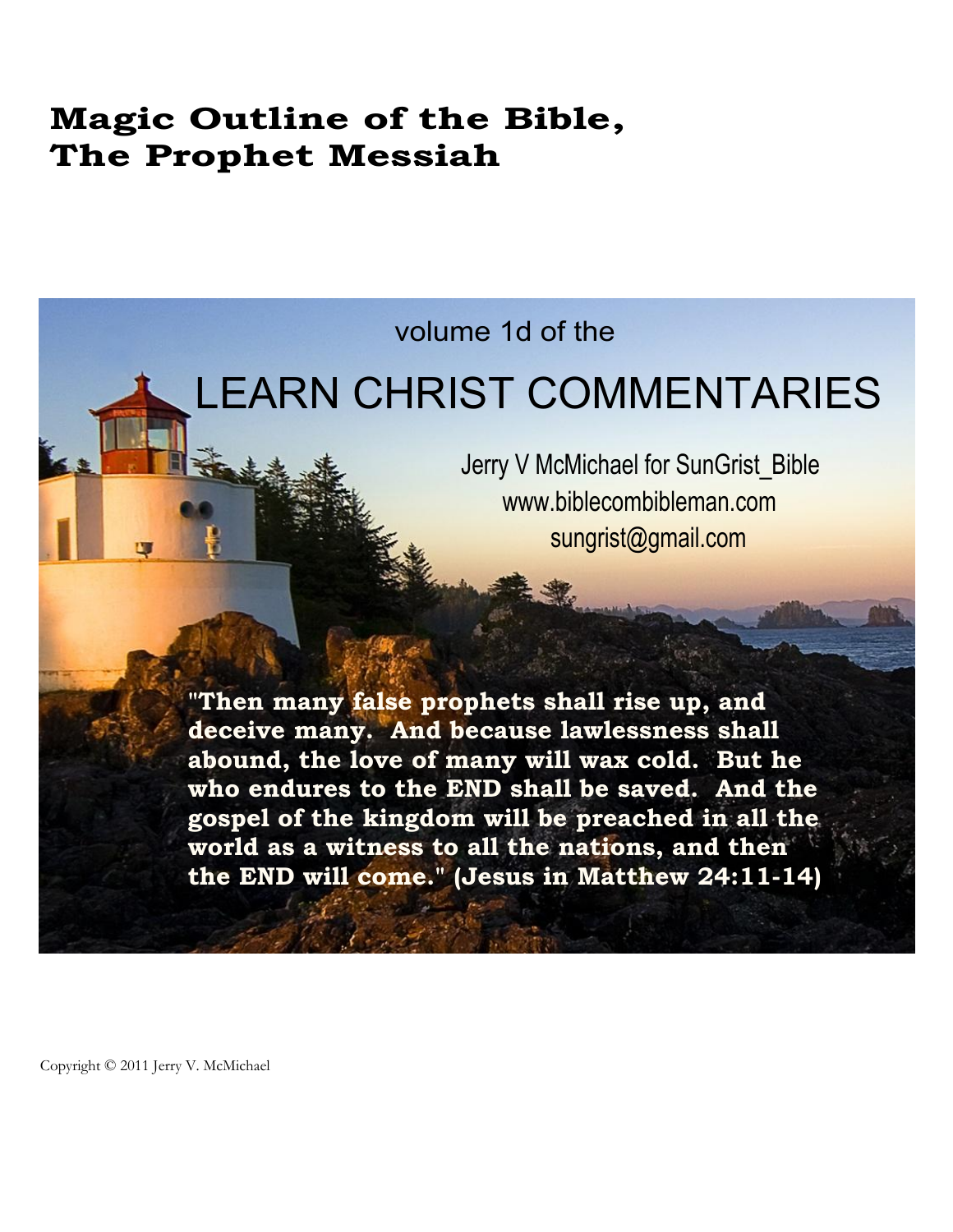# Magic Outline of the Bible,
# The Prophet Messiah

volume 1d of the

## LEARN CHRIST COMMENTARIES

Jerry V McMichael for SunGrist_Bible
www.biblecombibleman.com
sungrist@gmail.com

**"Then many false prophets shall rise up, and deceive many. And because lawlessness shall abound, the love of many will wax cold. But he who endures to the END shall be saved. And the gospel of the kingdom will be preached in all the world as a witness to all the nations, and then the END will come." (Jesus in Matthew 24:11-14)**

Copyright © 2011 Jerry V. McMichael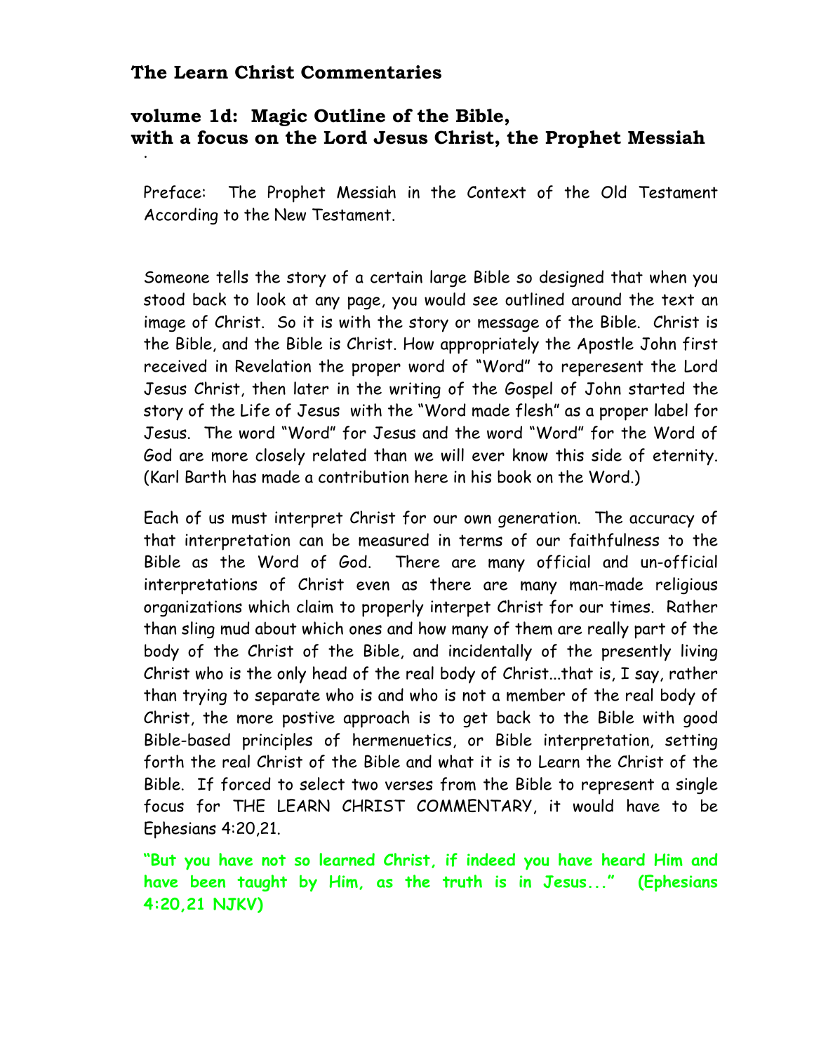# The Learn Christ Commentaries

## volume 1d: Magic Outline of the Bible, with a focus on the Lord Jesus Christ, the Prophet Messiah

Preface: The Prophet Messiah in the Context of the Old Testament According to the New Testament.

Someone tells the story of a certain large Bible so designed that when you stood back to look at any page, you would see outlined around the text an image of Christ. So it is with the story or message of the Bible. Christ is the Bible, and the Bible is Christ. How appropriately the Apostle John first received in Revelation the proper word of "Word" to reperesent the Lord Jesus Christ, then later in the writing of the Gospel of John started the story of the Life of Jesus with the "Word made flesh" as a proper label for Jesus. The word "Word" for Jesus and the word "Word" for the Word of God are more closely related than we will ever know this side of eternity. (Karl Barth has made a contribution here in his book on the Word.)

Each of us must interpret Christ for our own generation. The accuracy of that interpretation can be measured in terms of our faithfulness to the Bible as the Word of God. There are many official and un-official interpretations of Christ even as there are many man-made religious organizations which claim to properly interpet Christ for our times. Rather than sling mud about which ones and how many of them are really part of the body of the Christ of the Bible, and incidentally of the presently living Christ who is the only head of the real body of Christ...that is, I say, rather than trying to separate who is and who is not a member of the real body of Christ, the more postive approach is to get back to the Bible with good Bible-based principles of hermenuetics, or Bible interpretation, setting forth the real Christ of the Bible and what it is to Learn the Christ of the Bible. If forced to select two verses from the Bible to represent a single focus for THE LEARN CHRIST COMMENTARY, it would have to be Ephesians 4:20,21.

**"But you have not so learned Christ, if indeed you have heard Him and have been taught by Him, as the truth is in Jesus..." (Ephesians 4:20,21 NJKV)**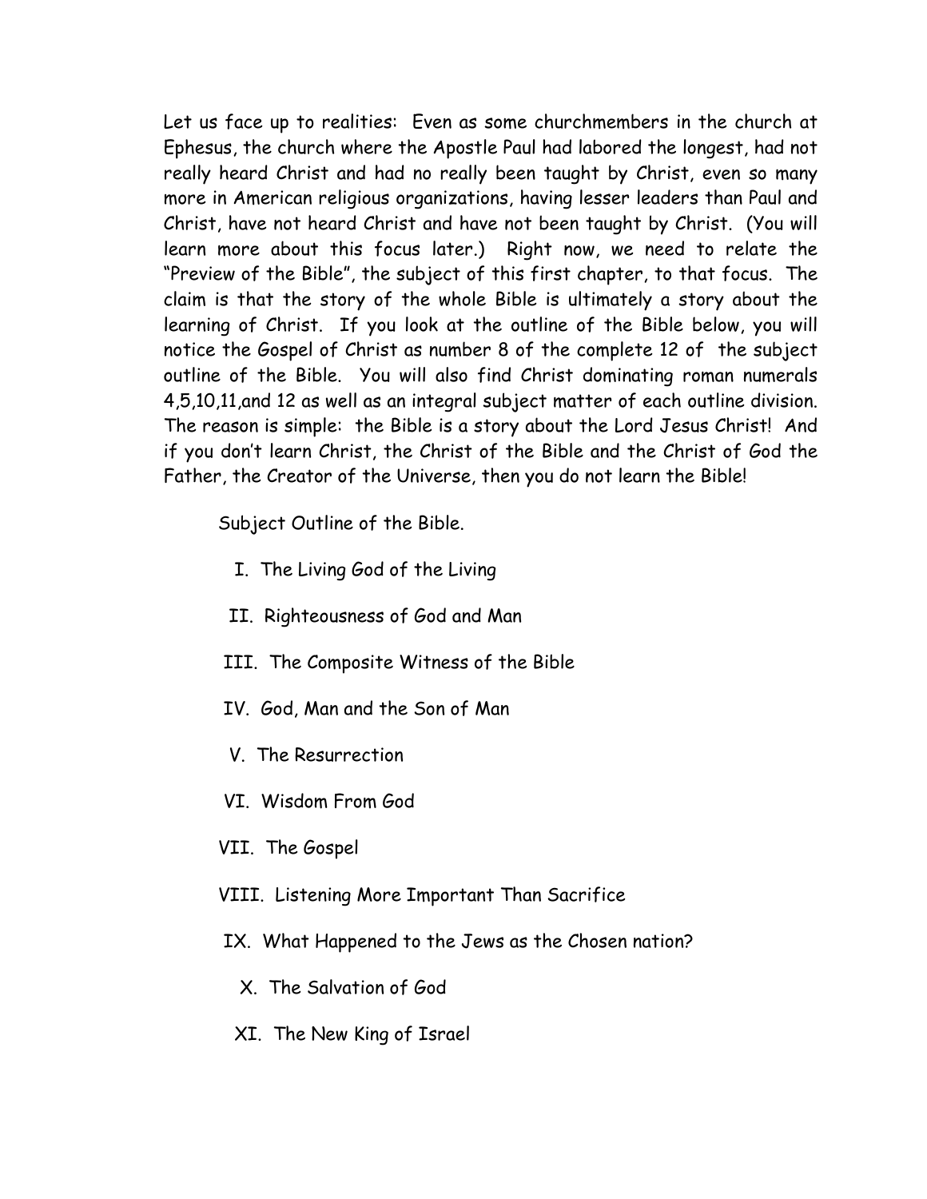Let us face up to realities: Even as some churchmembers in the church at Ephesus, the church where the Apostle Paul had labored the longest, had not really heard Christ and had no really been taught by Christ, even so many more in American religious organizations, having lesser leaders than Paul and Christ, have not heard Christ and have not been taught by Christ. (You will learn more about this focus later.) Right now, we need to relate the "Preview of the Bible", the subject of this first chapter, to that focus. The claim is that the story of the whole Bible is ultimately a story about the learning of Christ. If you look at the outline of the Bible below, you will notice the Gospel of Christ as number 8 of the complete 12 of the subject outline of the Bible. You will also find Christ dominating roman numerals 4,5,10,11,and 12 as well as an integral subject matter of each outline division. The reason is simple: the Bible is a story about the Lord Jesus Christ! And if you don't learn Christ, the Christ of the Bible and the Christ of God the Father, the Creator of the Universe, then you do not learn the Bible!

Subject Outline of the Bible.

I. The Living God of the Living

II. Righteousness of God and Man

III. The Composite Witness of the Bible

IV. God, Man and the Son of Man

V. The Resurrection

VI. Wisdom From God

VII. The Gospel

VIII. Listening More Important Than Sacrifice

IX. What Happened to the Jews as the Chosen nation?

X. The Salvation of God

XI. The New King of Israel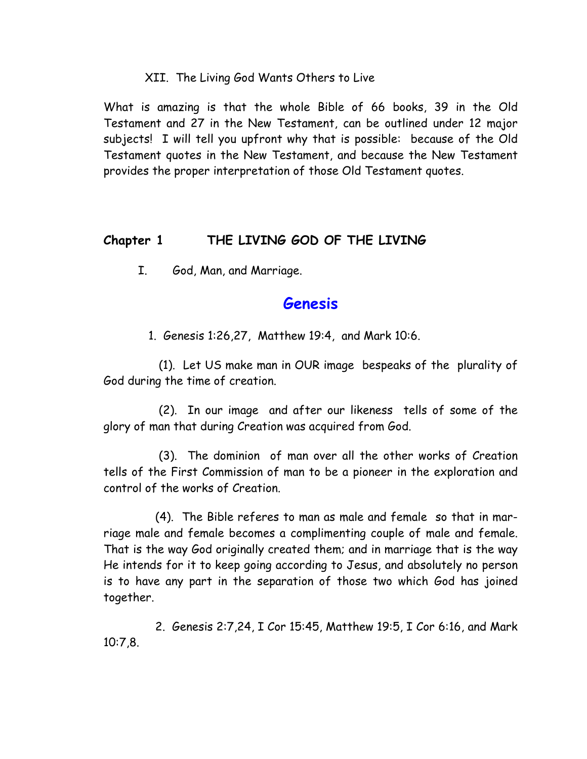XII. The Living God Wants Others to Live

What is amazing is that the whole Bible of 66 books, 39 in the Old Testament and 27 in the New Testament, can be outlined under 12 major subjects! I will tell you upfront why that is possible: because of the Old Testament quotes in the New Testament, and because the New Testament provides the proper interpretation of those Old Testament quotes.

## Chapter 1 THE LIVING GOD OF THE LIVING

I. God, Man, and Marriage.

# Genesis

1. Genesis 1:26,27, Matthew 19:4, and Mark 10:6.

(1). Let US make man in OUR image bespeaks of the plurality of God during the time of creation.

(2). In our image and after our likeness tells of some of the glory of man that during Creation was acquired from God.

(3). The dominion of man over all the other works of Creation tells of the First Commission of man to be a pioneer in the exploration and control of the works of Creation.

(4). The Bible referes to man as male and female so that in marriage male and female becomes a complimenting couple of male and female. That is the way God originally created them; and in marriage that is the way He intends for it to keep going according to Jesus, and absolutely no person is to have any part in the separation of those two which God has joined together.

2. Genesis 2:7,24, I Cor 15:45, Matthew 19:5, I Cor 6:16, and Mark 10:7,8.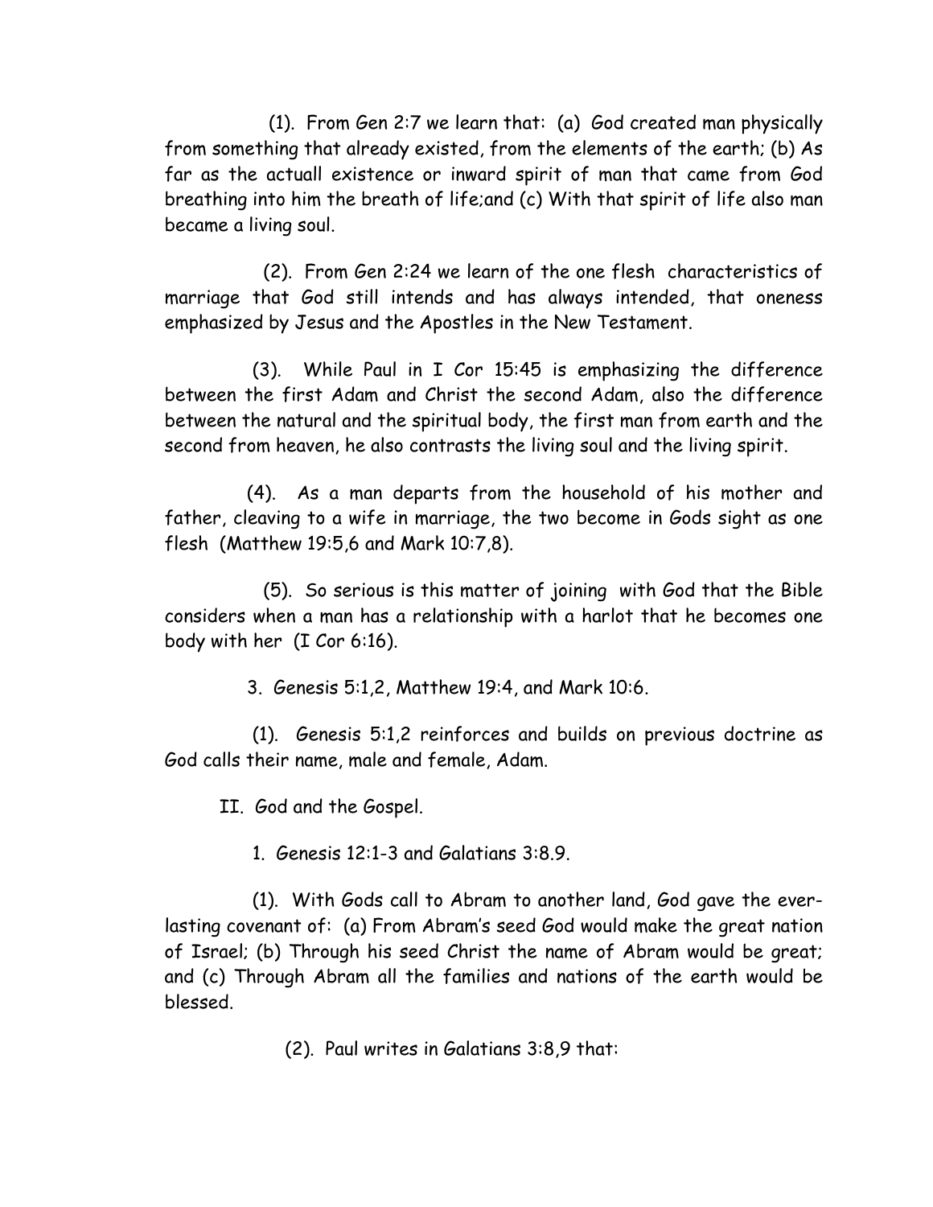(1). From Gen 2:7 we learn that: (a) God created man physically from something that already existed, from the elements of the earth; (b) As far as the actuall existence or inward spirit of man that came from God breathing into him the breath of life;and (c) With that spirit of life also man became a living soul.

(2). From Gen 2:24 we learn of the one flesh characteristics of marriage that God still intends and has always intended, that oneness emphasized by Jesus and the Apostles in the New Testament.

(3). While Paul in I Cor 15:45 is emphasizing the difference between the first Adam and Christ the second Adam, also the difference between the natural and the spiritual body, the first man from earth and the second from heaven, he also contrasts the living soul and the living spirit.

(4). As a man departs from the household of his mother and father, cleaving to a wife in marriage, the two become in Gods sight as one flesh (Matthew 19:5,6 and Mark 10:7,8).

(5). So serious is this matter of joining with God that the Bible considers when a man has a relationship with a harlot that he becomes one body with her (I Cor 6:16).

3. Genesis 5:1,2, Matthew 19:4, and Mark 10:6.

(1). Genesis 5:1,2 reinforces and builds on previous doctrine as God calls their name, male and female, Adam.

II. God and the Gospel.

1. Genesis 12:1-3 and Galatians 3:8.9.

(1). With Gods call to Abram to another land, God gave the ever-lasting covenant of: (a) From Abram's seed God would make the great nation of Israel; (b) Through his seed Christ the name of Abram would be great; and (c) Through Abram all the families and nations of the earth would be blessed.

(2). Paul writes in Galatians 3:8,9 that: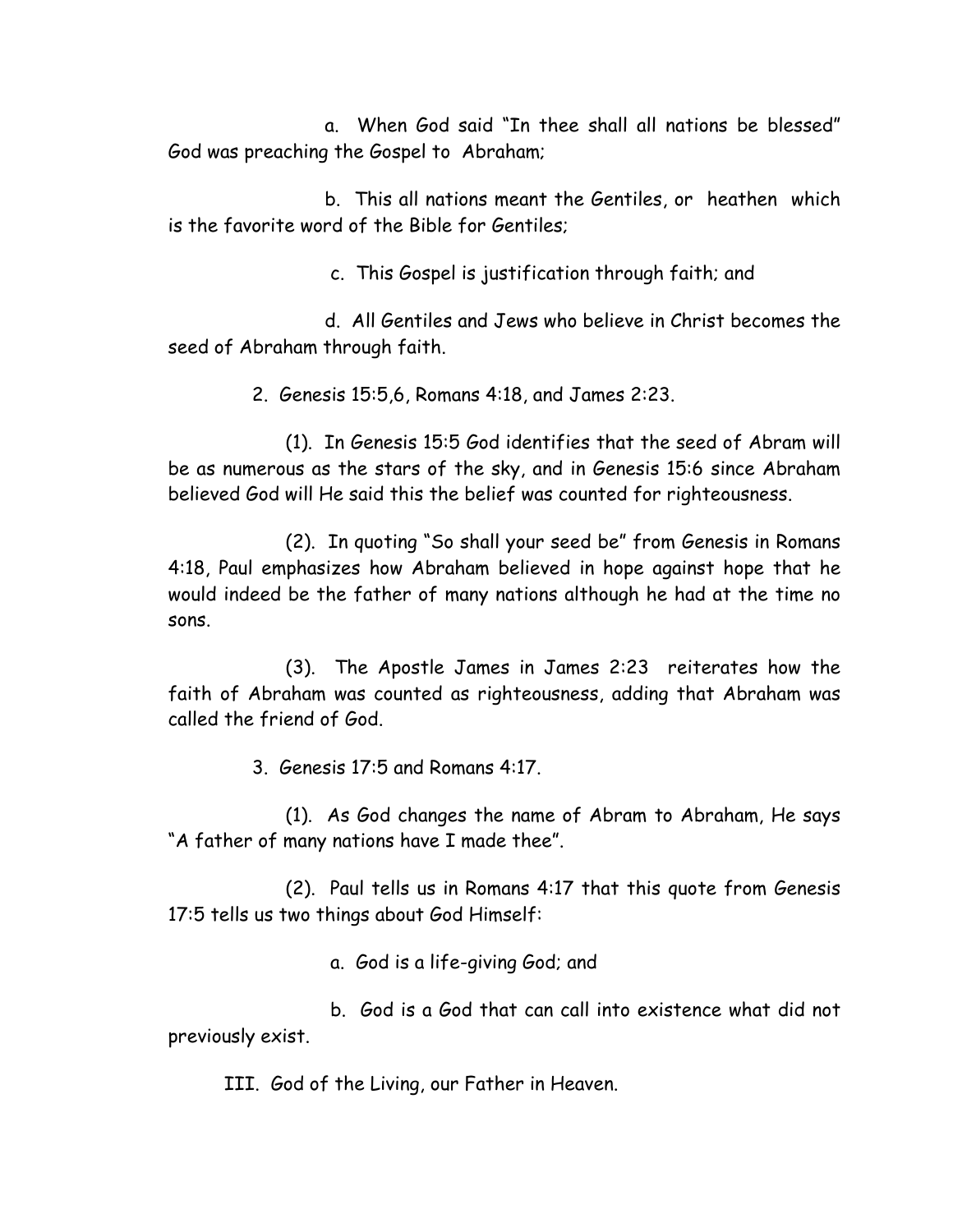a. When God said "In thee shall all nations be blessed" God was preaching the Gospel to Abraham;

b. This all nations meant the Gentiles, or heathen which is the favorite word of the Bible for Gentiles;

c. This Gospel is justification through faith; and

d. All Gentiles and Jews who believe in Christ becomes the seed of Abraham through faith.

2. Genesis 15:5,6, Romans 4:18, and James 2:23.

(1). In Genesis 15:5 God identifies that the seed of Abram will be as numerous as the stars of the sky, and in Genesis 15:6 since Abraham believed God will He said this the belief was counted for righteousness.

(2). In quoting "So shall your seed be" from Genesis in Romans 4:18, Paul emphasizes how Abraham believed in hope against hope that he would indeed be the father of many nations although he had at the time no sons.

(3). The Apostle James in James 2:23 reiterates how the faith of Abraham was counted as righteousness, adding that Abraham was called the friend of God.

3. Genesis 17:5 and Romans 4:17.

(1). As God changes the name of Abram to Abraham, He says "A father of many nations have I made thee".

(2). Paul tells us in Romans 4:17 that this quote from Genesis 17:5 tells us two things about God Himself:

a. God is a life-giving God; and

b. God is a God that can call into existence what did not previously exist.

III. God of the Living, our Father in Heaven.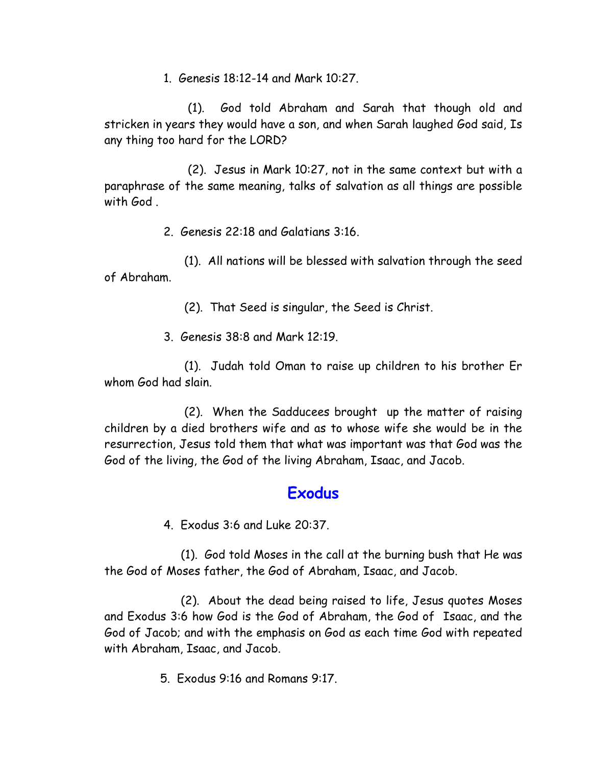1. Genesis 18:12-14 and Mark 10:27.

(1). God told Abraham and Sarah that though old and stricken in years they would have a son, and when Sarah laughed God said, Is any thing too hard for the LORD?

(2). Jesus in Mark 10:27, not in the same context but with a paraphrase of the same meaning, talks of salvation as all things are possible with God .

2. Genesis 22:18 and Galatians 3:16.

(1). All nations will be blessed with salvation through the seed of Abraham.

(2). That Seed is singular, the Seed is Christ.

3. Genesis 38:8 and Mark 12:19.

(1). Judah told Oman to raise up children to his brother Er whom God had slain.

(2). When the Sadducees brought up the matter of raising children by a died brothers wife and as to whose wife she would be in the resurrection, Jesus told them that what was important was that God was the God of the living, the God of the living Abraham, Isaac, and Jacob.

## Exodus

4. Exodus 3:6 and Luke 20:37.

(1). God told Moses in the call at the burning bush that He was the God of Moses father, the God of Abraham, Isaac, and Jacob.

(2). About the dead being raised to life, Jesus quotes Moses and Exodus 3:6 how God is the God of Abraham, the God of Isaac, and the God of Jacob; and with the emphasis on God as each time God with repeated with Abraham, Isaac, and Jacob.

5. Exodus 9:16 and Romans 9:17.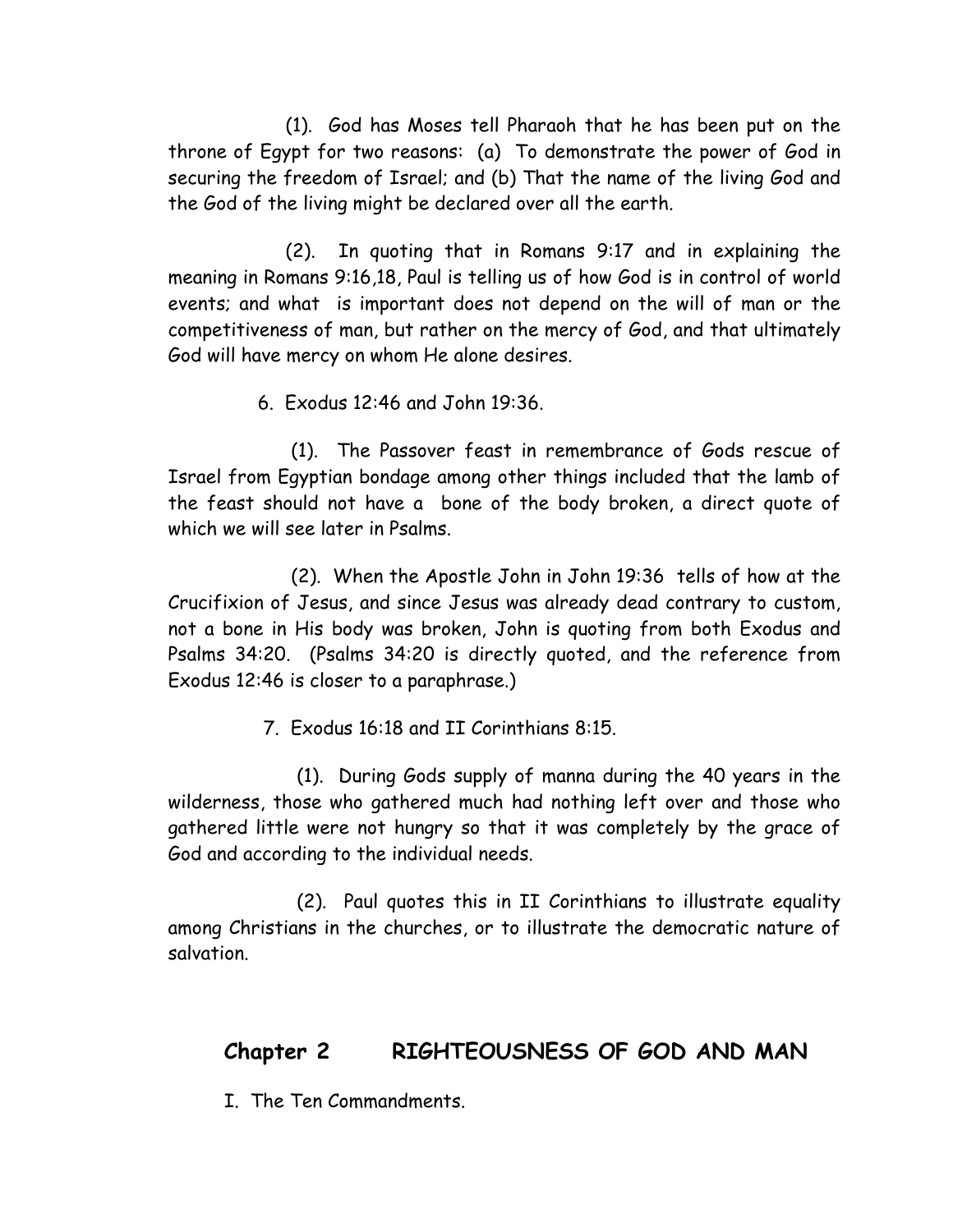(1). God has Moses tell Pharaoh that he has been put on the throne of Egypt for two reasons: (a) To demonstrate the power of God in securing the freedom of Israel; and (b) That the name of the living God and the God of the living might be declared over all the earth.

(2). In quoting that in Romans 9:17 and in explaining the meaning in Romans 9:16,18, Paul is telling us of how God is in control of world events; and what is important does not depend on the will of man or the competitiveness of man, but rather on the mercy of God, and that ultimately God will have mercy on whom He alone desires.

6. Exodus 12:46 and John 19:36.

(1). The Passover feast in remembrance of Gods rescue of Israel from Egyptian bondage among other things included that the lamb of the feast should not have a bone of the body broken, a direct quote of which we will see later in Psalms.

(2). When the Apostle John in John 19:36 tells of how at the Crucifixion of Jesus, and since Jesus was already dead contrary to custom, not a bone in His body was broken, John is quoting from both Exodus and Psalms 34:20. (Psalms 34:20 is directly quoted, and the reference from Exodus 12:46 is closer to a paraphrase.)

7. Exodus 16:18 and II Corinthians 8:15.

(1). During Gods supply of manna during the 40 years in the wilderness, those who gathered much had nothing left over and those who gathered little were not hungry so that it was completely by the grace of God and according to the individual needs.

(2). Paul quotes this in II Corinthians to illustrate equality among Christians in the churches, or to illustrate the democratic nature of salvation.

## Chapter 2 RIGHTEOUSNESS OF GOD AND MAN

I. The Ten Commandments.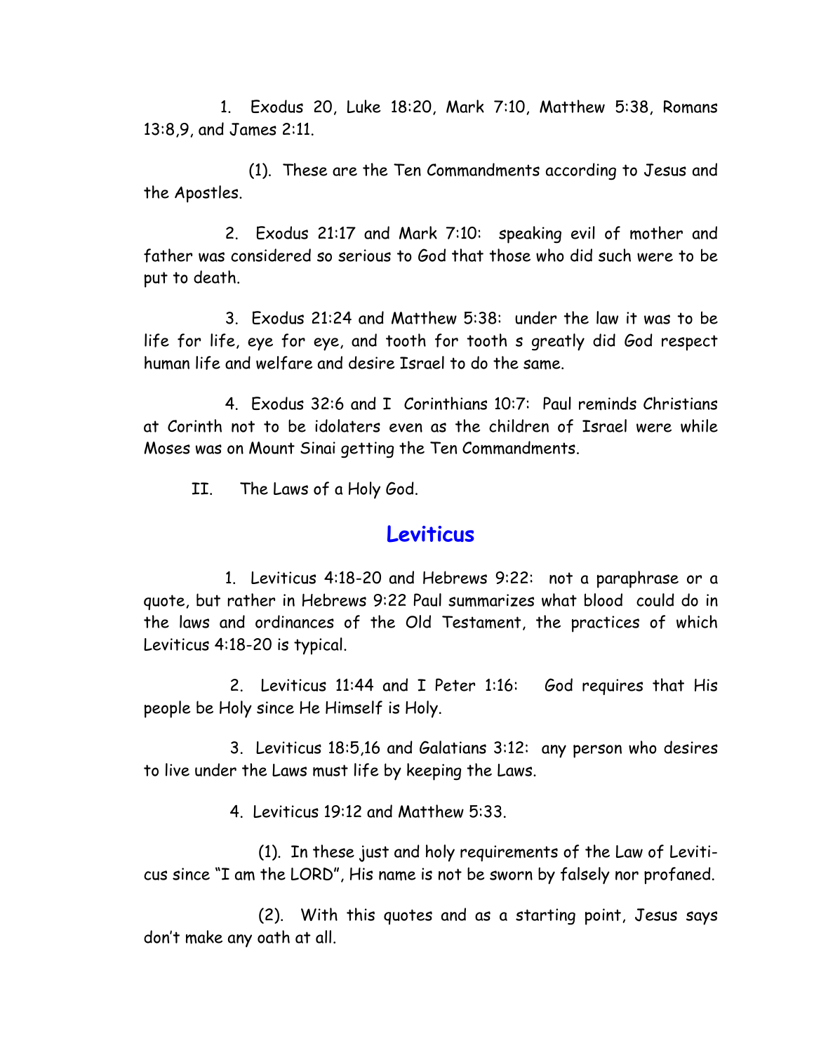1. Exodus 20, Luke 18:20, Mark 7:10, Matthew 5:38, Romans 13:8,9, and James 2:11.

    (1). These are the Ten Commandments according to Jesus and the Apostles.

2. Exodus 21:17 and Mark 7:10: speaking evil of mother and father was considered so serious to God that those who did such were to be put to death.

3. Exodus 21:24 and Matthew 5:38: under the law it was to be life for life, eye for eye, and tooth for tooth s greatly did God respect human life and welfare and desire Israel to do the same.

4. Exodus 32:6 and I Corinthians 10:7: Paul reminds Christians at Corinth not to be idolaters even as the children of Israel were while Moses was on Mount Sinai getting the Ten Commandments.

II. The Laws of a Holy God.

## Leviticus

1. Leviticus 4:18-20 and Hebrews 9:22: not a paraphrase or a quote, but rather in Hebrews 9:22 Paul summarizes what blood could do in the laws and ordinances of the Old Testament, the practices of which Leviticus 4:18-20 is typical.

2. Leviticus 11:44 and I Peter 1:16: God requires that His people be Holy since He Himself is Holy.

3. Leviticus 18:5,16 and Galatians 3:12: any person who desires to live under the Laws must life by keeping the Laws.

4. Leviticus 19:12 and Matthew 5:33.

    (1). In these just and holy requirements of the Law of Leviticus since "I am the LORD", His name is not be sworn by falsely nor profaned.

    (2). With this quotes and as a starting point, Jesus says don't make any oath at all.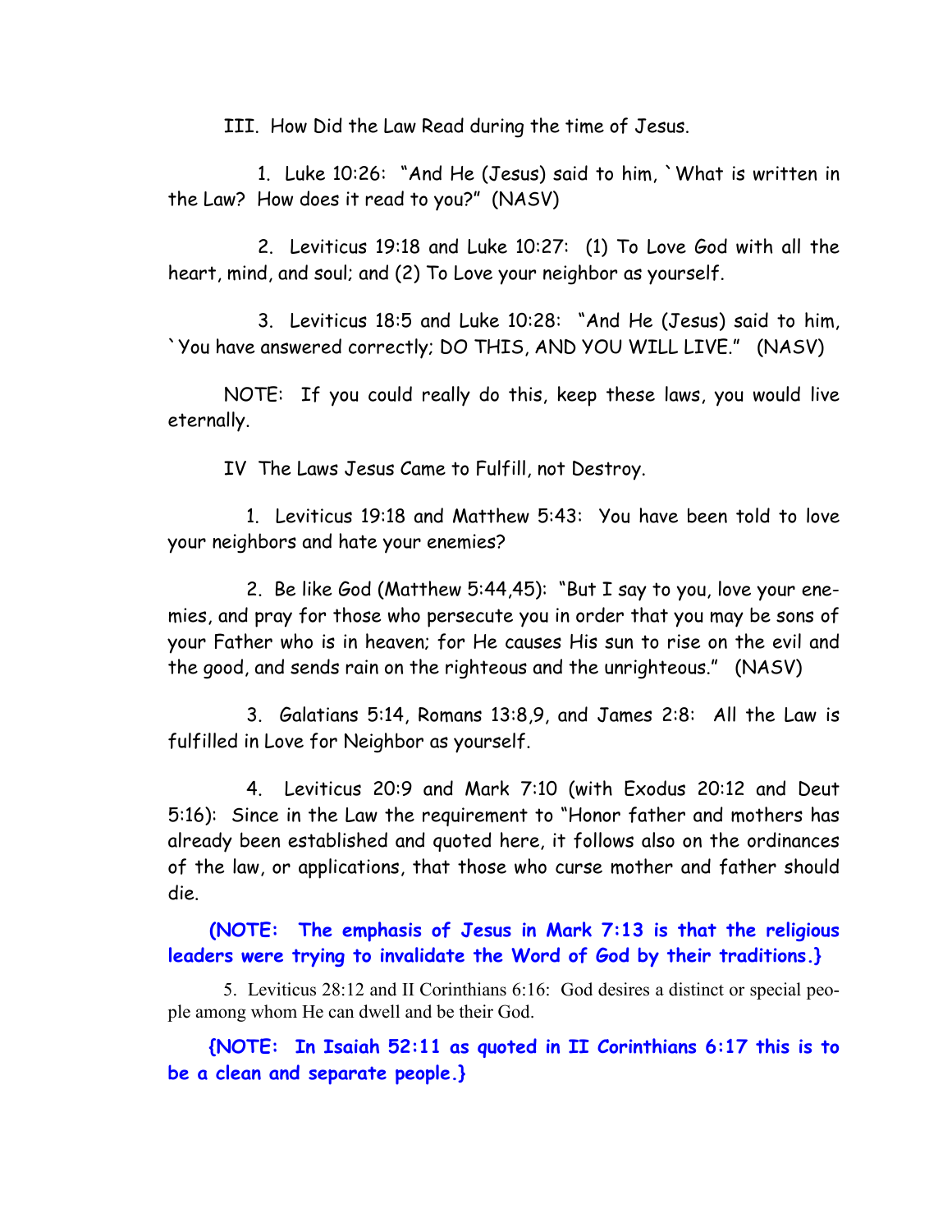III. How Did the Law Read during the time of Jesus.

1. Luke 10:26: "And He (Jesus) said to him, `What is written in the Law? How does it read to you?" (NASV)

2. Leviticus 19:18 and Luke 10:27: (1) To Love God with all the heart, mind, and soul; and (2) To Love your neighbor as yourself.

3. Leviticus 18:5 and Luke 10:28: "And He (Jesus) said to him, `You have answered correctly; DO THIS, AND YOU WILL LIVE." (NASV)

NOTE: If you could really do this, keep these laws, you would live eternally.

IV The Laws Jesus Came to Fulfill, not Destroy.

1. Leviticus 19:18 and Matthew 5:43: You have been told to love your neighbors and hate your enemies?

2. Be like God (Matthew 5:44,45): "But I say to you, love your enemies, and pray for those who persecute you in order that you may be sons of your Father who is in heaven; for He causes His sun to rise on the evil and the good, and sends rain on the righteous and the unrighteous." (NASV)

3. Galatians 5:14, Romans 13:8,9, and James 2:8: All the Law is fulfilled in Love for Neighbor as yourself.

4. Leviticus 20:9 and Mark 7:10 (with Exodus 20:12 and Deut 5:16): Since in the Law the requirement to "Honor father and mothers has already been established and quoted here, it follows also on the ordinances of the law, or applications, that those who curse mother and father should die.

**(NOTE: The emphasis of Jesus in Mark 7:13 is that the religious leaders were trying to invalidate the Word of God by their traditions.}**

5. Leviticus 28:12 and II Corinthians 6:16: God desires a distinct or special people among whom He can dwell and be their God.

**{NOTE: In Isaiah 52:11 as quoted in II Corinthians 6:17 this is to be a clean and separate people.}**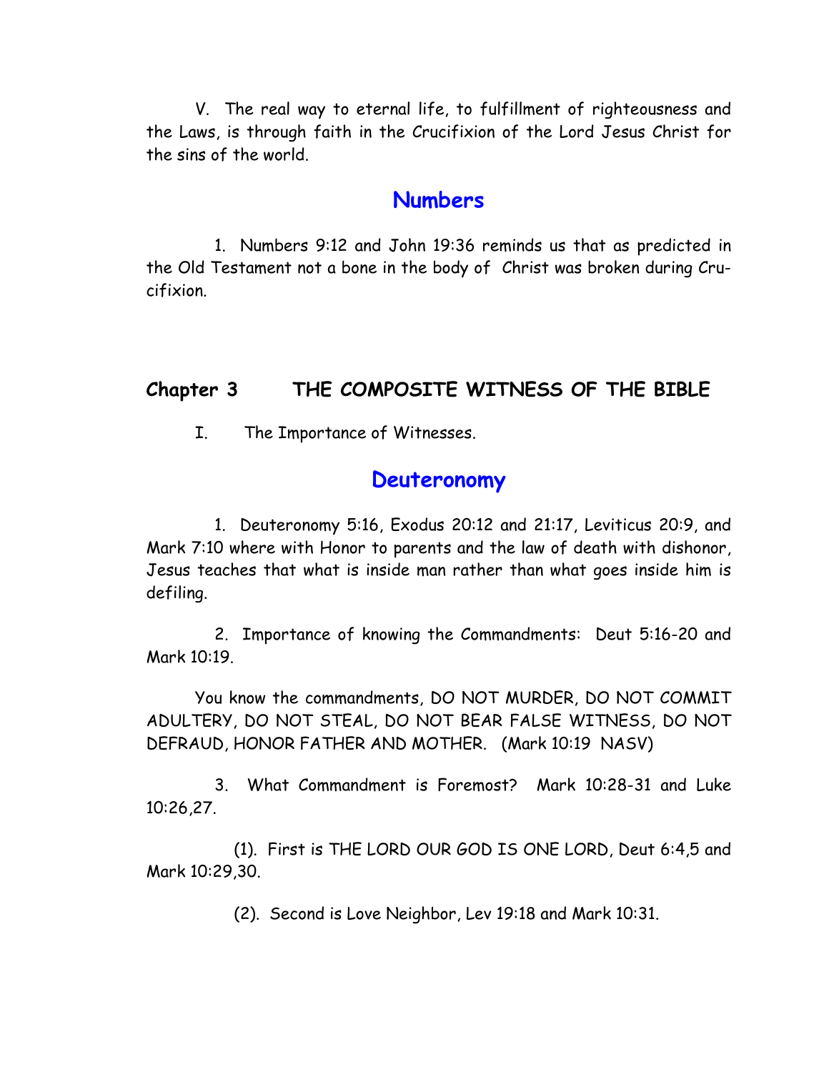V. The real way to eternal life, to fulfillment of righteousness and the Laws, is through faith in the Crucifixion of the Lord Jesus Christ for the sins of the world.

## Numbers

1. Numbers 9:12 and John 19:36 reminds us that as predicted in the Old Testament not a bone in the body of Christ was broken during Crucifixion.

# Chapter 3 THE COMPOSITE WITNESS OF THE BIBLE

I. The Importance of Witnesses.

## Deuteronomy

1. Deuteronomy 5:16, Exodus 20:12 and 21:17, Leviticus 20:9, and Mark 7:10 where with Honor to parents and the law of death with dishonor, Jesus teaches that what is inside man rather than what goes inside him is defiling.

2. Importance of knowing the Commandments: Deut 5:16-20 and Mark 10:19.

You know the commandments, DO NOT MURDER, DO NOT COMMIT ADULTERY, DO NOT STEAL, DO NOT BEAR FALSE WITNESS, DO NOT DEFRAUD, HONOR FATHER AND MOTHER. (Mark 10:19 NASV)

3. What Commandment is Foremost? Mark 10:28-31 and Luke 10:26,27.

(1). First is THE LORD OUR GOD IS ONE LORD, Deut 6:4,5 and Mark 10:29,30.

(2). Second is Love Neighbor, Lev 19:18 and Mark 10:31.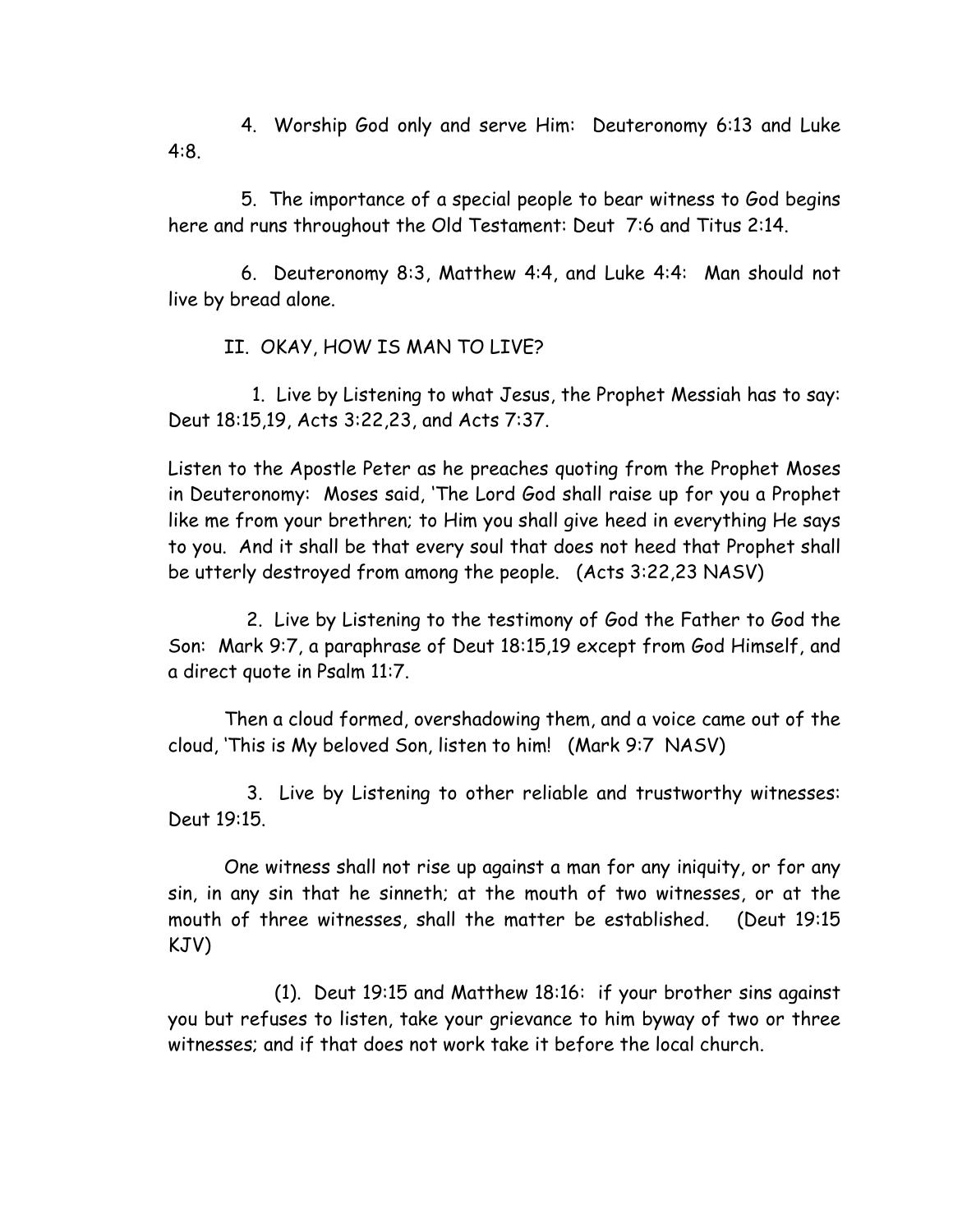4. Worship God only and serve Him: Deuteronomy 6:13 and Luke 4:8.

5. The importance of a special people to bear witness to God begins here and runs throughout the Old Testament: Deut 7:6 and Titus 2:14.

6. Deuteronomy 8:3, Matthew 4:4, and Luke 4:4: Man should not live by bread alone.

## II. OKAY, HOW IS MAN TO LIVE?

1. Live by Listening to what Jesus, the Prophet Messiah has to say: Deut 18:15,19, Acts 3:22,23, and Acts 7:37.

Listen to the Apostle Peter as he preaches quoting from the Prophet Moses in Deuteronomy: Moses said, 'The Lord God shall raise up for you a Prophet like me from your brethren; to Him you shall give heed in everything He says to you. And it shall be that every soul that does not heed that Prophet shall be utterly destroyed from among the people. (Acts 3:22,23 NASV)

2. Live by Listening to the testimony of God the Father to God the Son: Mark 9:7, a paraphrase of Deut 18:15,19 except from God Himself, and a direct quote in Psalm 11:7.

Then a cloud formed, overshadowing them, and a voice came out of the cloud, 'This is My beloved Son, listen to him! (Mark 9:7 NASV)

3. Live by Listening to other reliable and trustworthy witnesses: Deut 19:15.

One witness shall not rise up against a man for any iniquity, or for any sin, in any sin that he sinneth; at the mouth of two witnesses, or at the mouth of three witnesses, shall the matter be established. (Deut 19:15 KJV)

(1). Deut 19:15 and Matthew 18:16: if your brother sins against you but refuses to listen, take your grievance to him byway of two or three witnesses; and if that does not work take it before the local church.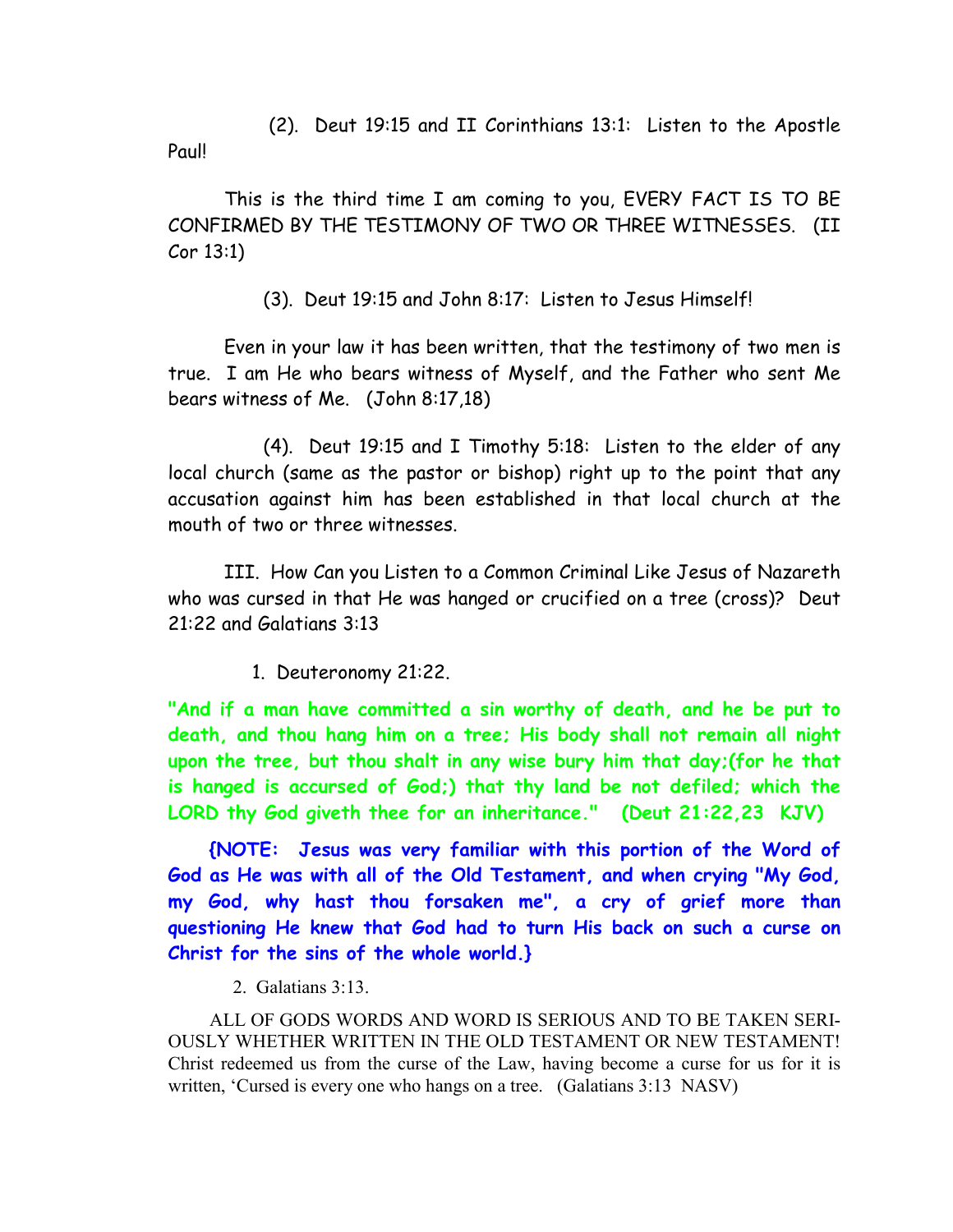(2). Deut 19:15 and II Corinthians 13:1: Listen to the Apostle Paul!

This is the third time I am coming to you, EVERY FACT IS TO BE CONFIRMED BY THE TESTIMONY OF TWO OR THREE WITNESSES. (II Cor 13:1)

(3). Deut 19:15 and John 8:17: Listen to Jesus Himself!

Even in your law it has been written, that the testimony of two men is true. I am He who bears witness of Myself, and the Father who sent Me bears witness of Me. (John 8:17,18)

(4). Deut 19:15 and I Timothy 5:18: Listen to the elder of any local church (same as the pastor or bishop) right up to the point that any accusation against him has been established in that local church at the mouth of two or three witnesses.

III. How Can you Listen to a Common Criminal Like Jesus of Nazareth who was cursed in that He was hanged or crucified on a tree (cross)? Deut 21:22 and Galatians 3:13

1. Deuteronomy 21:22.

**"And if a man have committed a sin worthy of death, and he be put to death, and thou hang him on a tree; His body shall not remain all night upon the tree, but thou shalt in any wise bury him that day;(for he that is hanged is accursed of God;) that thy land be not defiled; which the LORD thy God giveth thee for an inheritance." (Deut 21:22,23 KJV)**

**{NOTE: Jesus was very familiar with this portion of the Word of God as He was with all of the Old Testament, and when crying "My God, my God, why hast thou forsaken me", a cry of grief more than questioning He knew that God had to turn His back on such a curse on Christ for the sins of the whole world.}**

2. Galatians 3:13.

ALL OF GODS WORDS AND WORD IS SERIOUS AND TO BE TAKEN SERIOUSLY WHETHER WRITTEN IN THE OLD TESTAMENT OR NEW TESTAMENT! Christ redeemed us from the curse of the Law, having become a curse for us for it is written, 'Cursed is every one who hangs on a tree. (Galatians 3:13 NASV)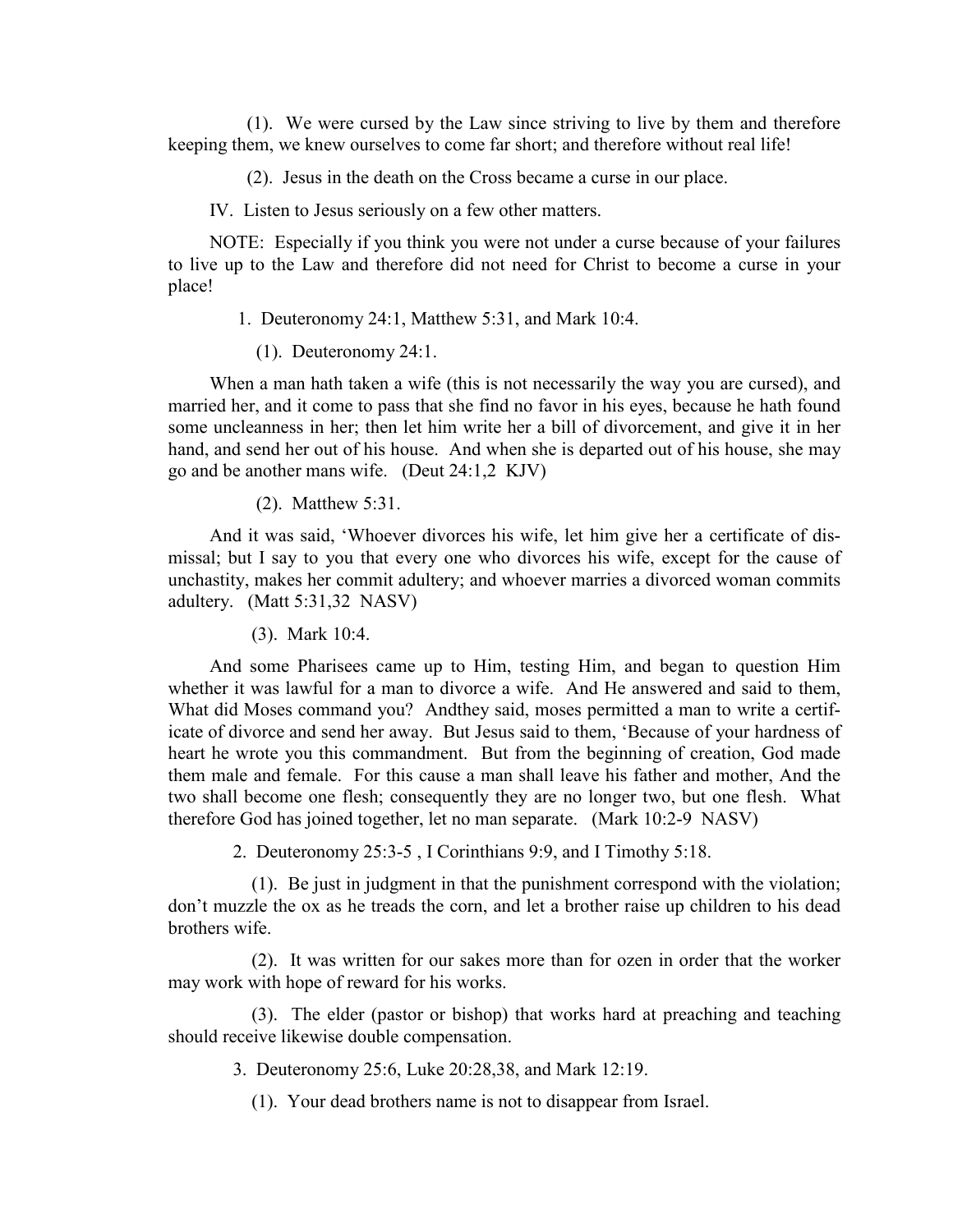(1). We were cursed by the Law since striving to live by them and therefore keeping them, we knew ourselves to come far short; and therefore without real life!

(2). Jesus in the death on the Cross became a curse in our place.

IV. Listen to Jesus seriously on a few other matters.

NOTE: Especially if you think you were not under a curse because of your failures to live up to the Law and therefore did not need for Christ to become a curse in your place!

1. Deuteronomy 24:1, Matthew 5:31, and Mark 10:4.

(1). Deuteronomy 24:1.

When a man hath taken a wife (this is not necessarily the way you are cursed), and married her, and it come to pass that she find no favor in his eyes, because he hath found some uncleanness in her; then let him write her a bill of divorcement, and give it in her hand, and send her out of his house. And when she is departed out of his house, she may go and be another mans wife. (Deut 24:1,2 KJV)

(2). Matthew 5:31.

And it was said, 'Whoever divorces his wife, let him give her a certificate of dismissal; but I say to you that every one who divorces his wife, except for the cause of unchastity, makes her commit adultery; and whoever marries a divorced woman commits adultery. (Matt 5:31,32 NASV)

(3). Mark 10:4.

And some Pharisees came up to Him, testing Him, and began to question Him whether it was lawful for a man to divorce a wife. And He answered and said to them, What did Moses command you? Andthey said, moses permitted a man to write a certificate of divorce and send her away. But Jesus said to them, 'Because of your hardness of heart he wrote you this commandment. But from the beginning of creation, God made them male and female. For this cause a man shall leave his father and mother, And the two shall become one flesh; consequently they are no longer two, but one flesh. What therefore God has joined together, let no man separate. (Mark 10:2-9 NASV)

2. Deuteronomy 25:3-5 , I Corinthians 9:9, and I Timothy 5:18.

(1). Be just in judgment in that the punishment correspond with the violation; don't muzzle the ox as he treads the corn, and let a brother raise up children to his dead brothers wife.

(2). It was written for our sakes more than for ozen in order that the worker may work with hope of reward for his works.

(3). The elder (pastor or bishop) that works hard at preaching and teaching should receive likewise double compensation.

3. Deuteronomy 25:6, Luke 20:28,38, and Mark 12:19.

(1). Your dead brothers name is not to disappear from Israel.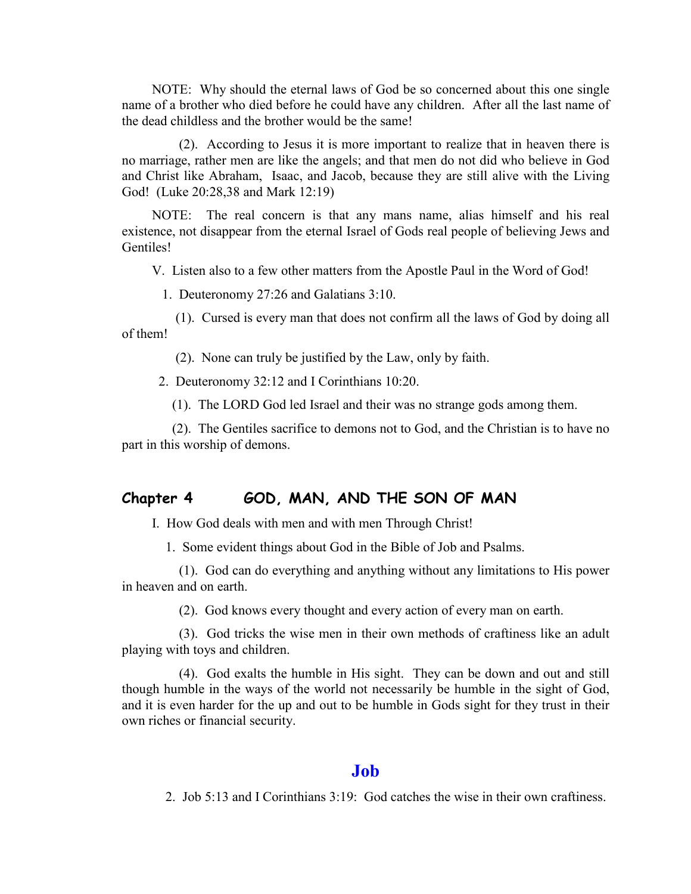NOTE: Why should the eternal laws of God be so concerned about this one single name of a brother who died before he could have any children. After all the last name of the dead childless and the brother would be the same!

(2). According to Jesus it is more important to realize that in heaven there is no marriage, rather men are like the angels; and that men do not did who believe in God and Christ like Abraham, Isaac, and Jacob, because they are still alive with the Living God! (Luke 20:28,38 and Mark 12:19)

NOTE: The real concern is that any mans name, alias himself and his real existence, not disappear from the eternal Israel of Gods real people of believing Jews and Gentiles!

V. Listen also to a few other matters from the Apostle Paul in the Word of God!

1. Deuteronomy 27:26 and Galatians 3:10.

(1). Cursed is every man that does not confirm all the laws of God by doing all of them!

(2). None can truly be justified by the Law, only by faith.

2. Deuteronomy 32:12 and I Corinthians 10:20.

(1). The LORD God led Israel and their was no strange gods among them.

(2). The Gentiles sacrifice to demons not to God, and the Christian is to have no part in this worship of demons.

## Chapter 4 GOD, MAN, AND THE SON OF MAN

I. How God deals with men and with men Through Christ!

1. Some evident things about God in the Bible of Job and Psalms.

(1). God can do everything and anything without any limitations to His power in heaven and on earth.

(2). God knows every thought and every action of every man on earth.

(3). God tricks the wise men in their own methods of craftiness like an adult playing with toys and children.

(4). God exalts the humble in His sight. They can be down and out and still though humble in the ways of the world not necessarily be humble in the sight of God, and it is even harder for the up and out to be humble in Gods sight for they trust in their own riches or financial security.

### Job

2. Job 5:13 and I Corinthians 3:19: God catches the wise in their own craftiness.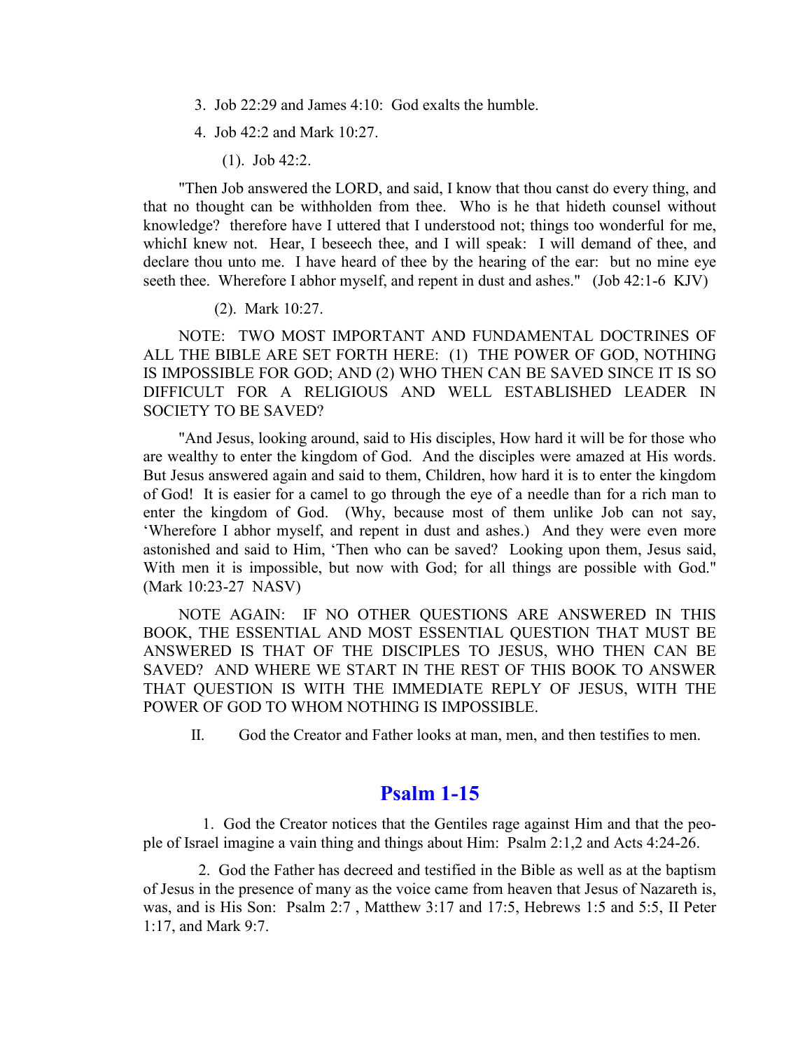3. Job 22:29 and James 4:10: God exalts the humble.

4. Job 42:2 and Mark 10:27.

(1). Job 42:2.

"Then Job answered the LORD, and said, I know that thou canst do every thing, and that no thought can be withholden from thee. Who is he that hideth counsel without knowledge? therefore have I uttered that I understood not; things too wonderful for me, whichI knew not. Hear, I beseech thee, and I will speak: I will demand of thee, and declare thou unto me. I have heard of thee by the hearing of the ear: but no mine eye seeth thee. Wherefore I abhor myself, and repent in dust and ashes." (Job 42:1-6 KJV)

(2). Mark 10:27.

NOTE: TWO MOST IMPORTANT AND FUNDAMENTAL DOCTRINES OF ALL THE BIBLE ARE SET FORTH HERE: (1) THE POWER OF GOD, NOTHING IS IMPOSSIBLE FOR GOD; AND (2) WHO THEN CAN BE SAVED SINCE IT IS SO DIFFICULT FOR A RELIGIOUS AND WELL ESTABLISHED LEADER IN SOCIETY TO BE SAVED?

"And Jesus, looking around, said to His disciples, How hard it will be for those who are wealthy to enter the kingdom of God. And the disciples were amazed at His words. But Jesus answered again and said to them, Children, how hard it is to enter the kingdom of God! It is easier for a camel to go through the eye of a needle than for a rich man to enter the kingdom of God. (Why, because most of them unlike Job can not say, 'Wherefore I abhor myself, and repent in dust and ashes.) And they were even more astonished and said to Him, 'Then who can be saved? Looking upon them, Jesus said, With men it is impossible, but now with God; for all things are possible with God." (Mark 10:23-27 NASV)

NOTE AGAIN: IF NO OTHER QUESTIONS ARE ANSWERED IN THIS BOOK, THE ESSENTIAL AND MOST ESSENTIAL QUESTION THAT MUST BE ANSWERED IS THAT OF THE DISCIPLES TO JESUS, WHO THEN CAN BE SAVED? AND WHERE WE START IN THE REST OF THIS BOOK TO ANSWER THAT QUESTION IS WITH THE IMMEDIATE REPLY OF JESUS, WITH THE POWER OF GOD TO WHOM NOTHING IS IMPOSSIBLE.

II. God the Creator and Father looks at man, men, and then testifies to men.

## Psalm 1-15

1. God the Creator notices that the Gentiles rage against Him and that the people of Israel imagine a vain thing and things about Him: Psalm 2:1,2 and Acts 4:24-26.

2. God the Father has decreed and testified in the Bible as well as at the baptism of Jesus in the presence of many as the voice came from heaven that Jesus of Nazareth is, was, and is His Son: Psalm 2:7 , Matthew 3:17 and 17:5, Hebrews 1:5 and 5:5, II Peter 1:17, and Mark 9:7.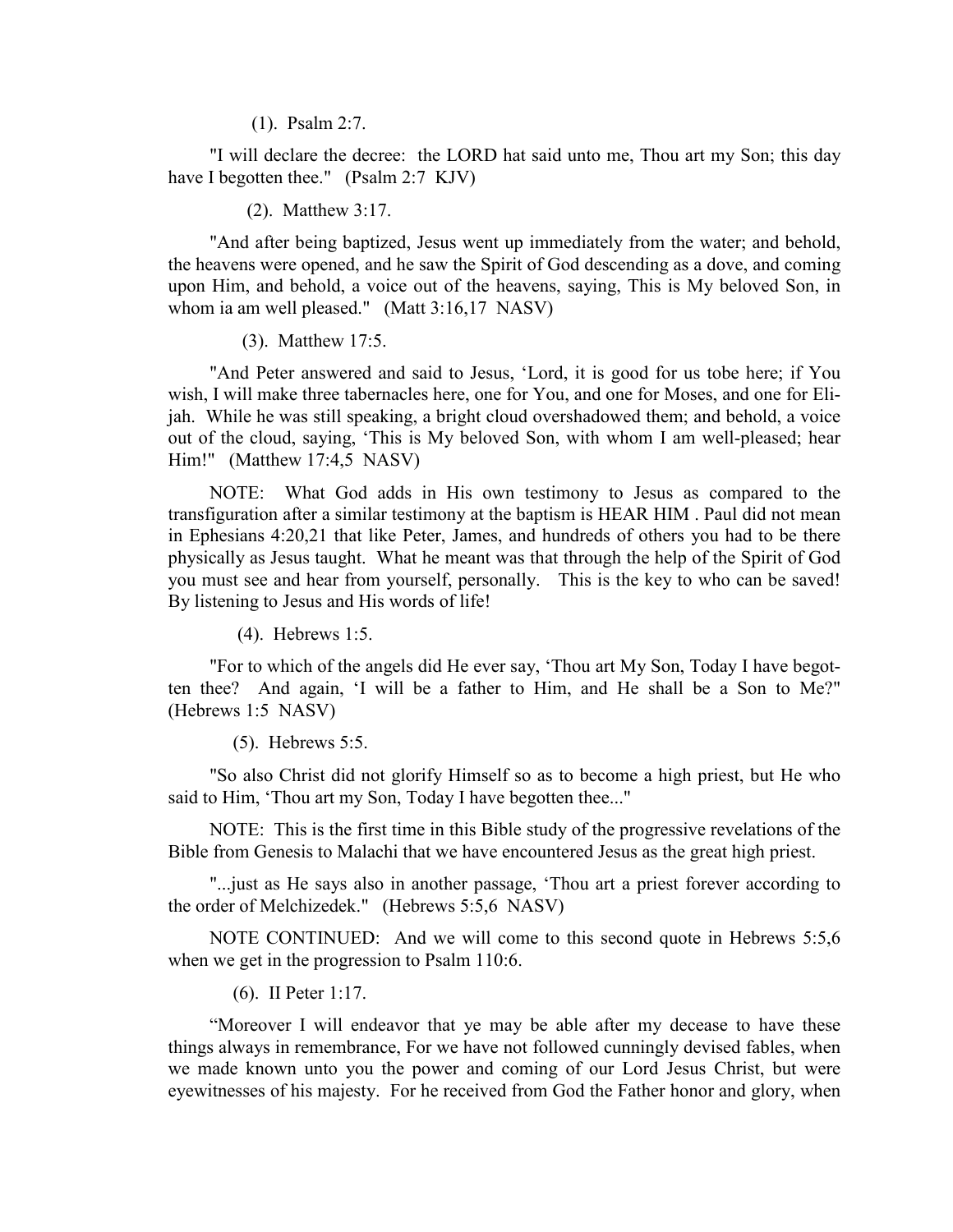(1). Psalm 2:7.

"I will declare the decree: the LORD hat said unto me, Thou art my Son; this day have I begotten thee." (Psalm 2:7 KJV)

(2). Matthew 3:17.

"And after being baptized, Jesus went up immediately from the water; and behold, the heavens were opened, and he saw the Spirit of God descending as a dove, and coming upon Him, and behold, a voice out of the heavens, saying, This is My beloved Son, in whom ia am well pleased." (Matt 3:16,17 NASV)

(3). Matthew 17:5.

"And Peter answered and said to Jesus, 'Lord, it is good for us tobe here; if You wish, I will make three tabernacles here, one for You, and one for Moses, and one for Elijah. While he was still speaking, a bright cloud overshadowed them; and behold, a voice out of the cloud, saying, 'This is My beloved Son, with whom I am well-pleased; hear Him!" (Matthew 17:4,5 NASV)

NOTE: What God adds in His own testimony to Jesus as compared to the transfiguration after a similar testimony at the baptism is HEAR HIM . Paul did not mean in Ephesians 4:20,21 that like Peter, James, and hundreds of others you had to be there physically as Jesus taught. What he meant was that through the help of the Spirit of God you must see and hear from yourself, personally. This is the key to who can be saved! By listening to Jesus and His words of life!

(4). Hebrews 1:5.

"For to which of the angels did He ever say, 'Thou art My Son, Today I have begotten thee? And again, 'I will be a father to Him, and He shall be a Son to Me?" (Hebrews 1:5 NASV)

(5). Hebrews 5:5.

"So also Christ did not glorify Himself so as to become a high priest, but He who said to Him, 'Thou art my Son, Today I have begotten thee..."

NOTE: This is the first time in this Bible study of the progressive revelations of the Bible from Genesis to Malachi that we have encountered Jesus as the great high priest.

"...just as He says also in another passage, 'Thou art a priest forever according to the order of Melchizedek." (Hebrews 5:5,6 NASV)

NOTE CONTINUED: And we will come to this second quote in Hebrews 5:5,6 when we get in the progression to Psalm 110:6.

(6). II Peter 1:17.

"Moreover I will endeavor that ye may be able after my decease to have these things always in remembrance, For we have not followed cunningly devised fables, when we made known unto you the power and coming of our Lord Jesus Christ, but were eyewitnesses of his majesty. For he received from God the Father honor and glory, when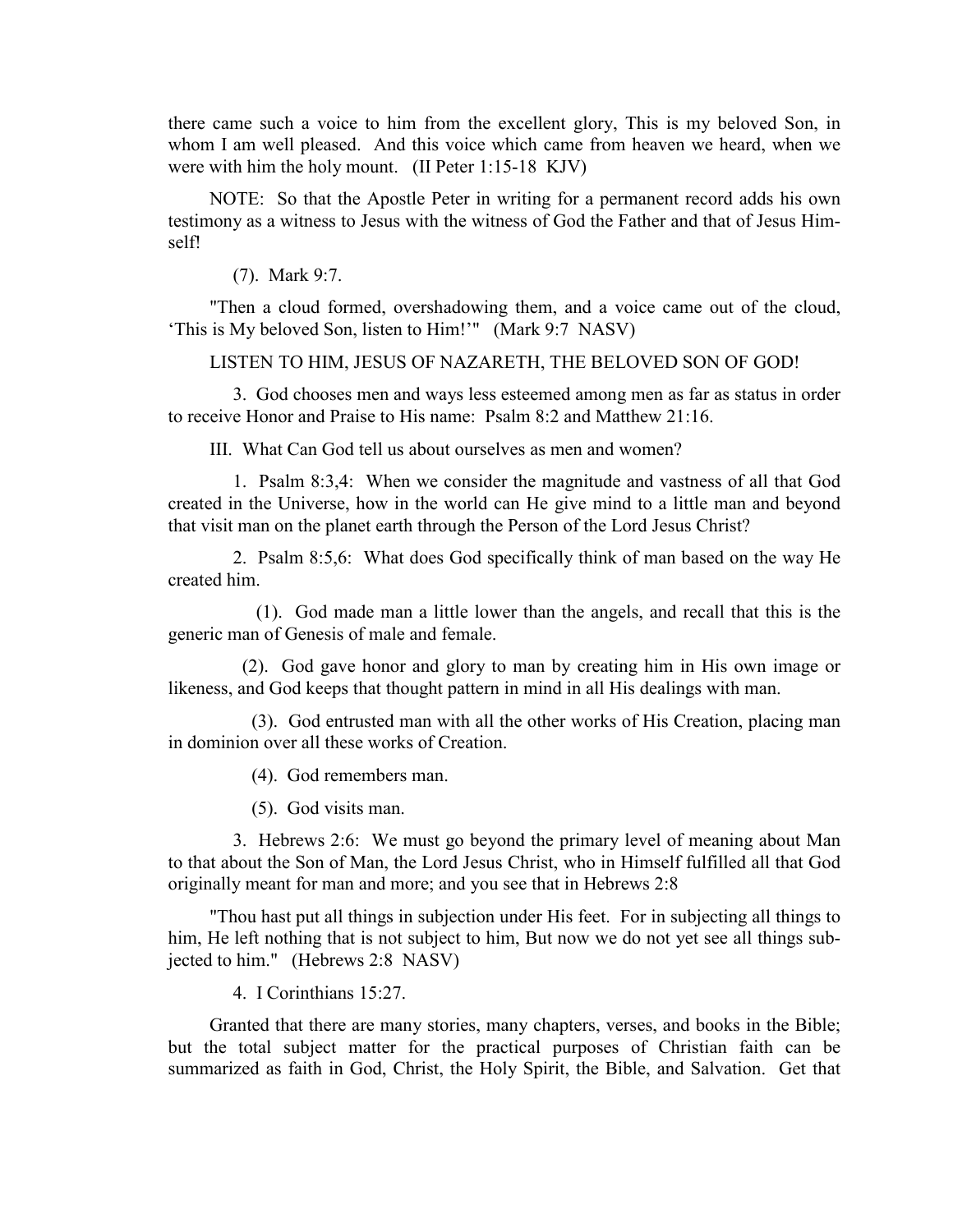there came such a voice to him from the excellent glory, This is my beloved Son, in whom I am well pleased. And this voice which came from heaven we heard, when we were with him the holy mount. (II Peter 1:15-18 KJV)

NOTE: So that the Apostle Peter in writing for a permanent record adds his own testimony as a witness to Jesus with the witness of God the Father and that of Jesus Himself!

(7). Mark 9:7.

"Then a cloud formed, overshadowing them, and a voice came out of the cloud, 'This is My beloved Son, listen to Him!'" (Mark 9:7 NASV)

LISTEN TO HIM, JESUS OF NAZARETH, THE BELOVED SON OF GOD!

3. God chooses men and ways less esteemed among men as far as status in order to receive Honor and Praise to His name: Psalm 8:2 and Matthew 21:16.

III. What Can God tell us about ourselves as men and women?

1. Psalm 8:3,4: When we consider the magnitude and vastness of all that God created in the Universe, how in the world can He give mind to a little man and beyond that visit man on the planet earth through the Person of the Lord Jesus Christ?

2. Psalm 8:5,6: What does God specifically think of man based on the way He created him.

(1). God made man a little lower than the angels, and recall that this is the generic man of Genesis of male and female.

(2). God gave honor and glory to man by creating him in His own image or likeness, and God keeps that thought pattern in mind in all His dealings with man.

(3). God entrusted man with all the other works of His Creation, placing man in dominion over all these works of Creation.

(4). God remembers man.

(5). God visits man.

3. Hebrews 2:6: We must go beyond the primary level of meaning about Man to that about the Son of Man, the Lord Jesus Christ, who in Himself fulfilled all that God originally meant for man and more; and you see that in Hebrews 2:8

"Thou hast put all things in subjection under His feet. For in subjecting all things to him, He left nothing that is not subject to him, But now we do not yet see all things subjected to him." (Hebrews 2:8 NASV)

4. I Corinthians 15:27.

Granted that there are many stories, many chapters, verses, and books in the Bible; but the total subject matter for the practical purposes of Christian faith can be summarized as faith in God, Christ, the Holy Spirit, the Bible, and Salvation. Get that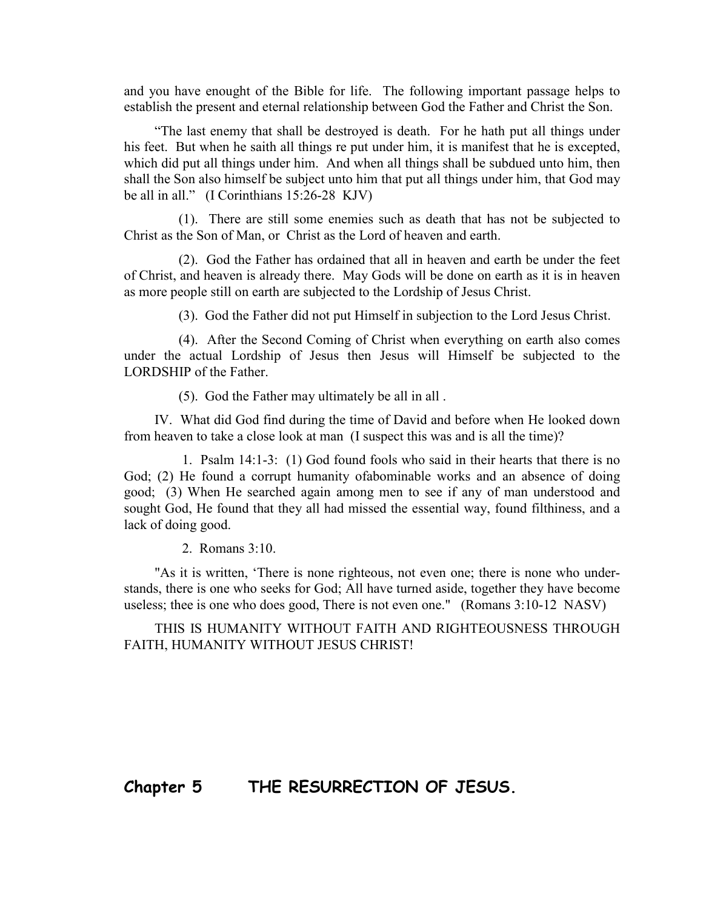and you have enought of the Bible for life. The following important passage helps to establish the present and eternal relationship between God the Father and Christ the Son.

"The last enemy that shall be destroyed is death. For he hath put all things under his feet. But when he saith all things re put under him, it is manifest that he is excepted, which did put all things under him. And when all things shall be subdued unto him, then shall the Son also himself be subject unto him that put all things under him, that God may be all in all." (I Corinthians 15:26-28 KJV)

(1). There are still some enemies such as death that has not be subjected to Christ as the Son of Man, or Christ as the Lord of heaven and earth.

(2). God the Father has ordained that all in heaven and earth be under the feet of Christ, and heaven is already there. May Gods will be done on earth as it is in heaven as more people still on earth are subjected to the Lordship of Jesus Christ.

(3). God the Father did not put Himself in subjection to the Lord Jesus Christ.

(4). After the Second Coming of Christ when everything on earth also comes under the actual Lordship of Jesus then Jesus will Himself be subjected to the LORDSHIP of the Father.

(5). God the Father may ultimately be all in all .

IV. What did God find during the time of David and before when He looked down from heaven to take a close look at man (I suspect this was and is all the time)?

1. Psalm 14:1-3: (1) God found fools who said in their hearts that there is no God; (2) He found a corrupt humanity ofabominable works and an absence of doing good; (3) When He searched again among men to see if any of man understood and sought God, He found that they all had missed the essential way, found filthiness, and a lack of doing good.

2. Romans 3:10.

"As it is written, 'There is none righteous, not even one; there is none who under-stands, there is one who seeks for God; All have turned aside, together they have become useless; thee is one who does good, There is not even one." (Romans 3:10-12 NASV)

THIS IS HUMANITY WITHOUT FAITH AND RIGHTEOUSNESS THROUGH FAITH, HUMANITY WITHOUT JESUS CHRIST!

## Chapter 5 THE RESURRECTION OF JESUS.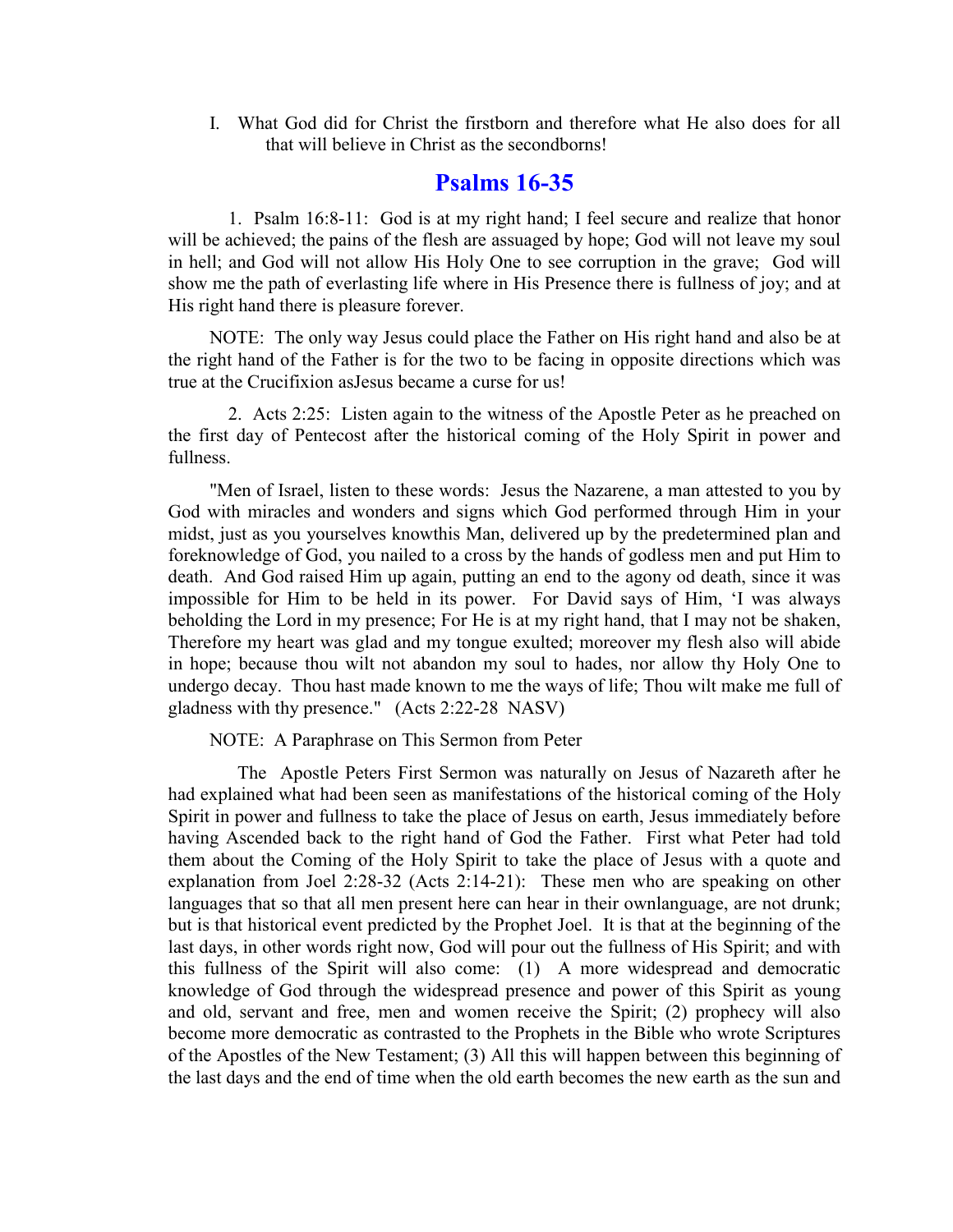I. What God did for Christ the firstborn and therefore what He also does for all that will believe in Christ as the secondborns!

## Psalms 16-35

1. Psalm 16:8-11: God is at my right hand; I feel secure and realize that honor will be achieved; the pains of the flesh are assuaged by hope; God will not leave my soul in hell; and God will not allow His Holy One to see corruption in the grave; God will show me the path of everlasting life where in His Presence there is fullness of joy; and at His right hand there is pleasure forever.

NOTE: The only way Jesus could place the Father on His right hand and also be at the right hand of the Father is for the two to be facing in opposite directions which was true at the Crucifixion asJesus became a curse for us!

2. Acts 2:25: Listen again to the witness of the Apostle Peter as he preached on the first day of Pentecost after the historical coming of the Holy Spirit in power and fullness.

"Men of Israel, listen to these words: Jesus the Nazarene, a man attested to you by God with miracles and wonders and signs which God performed through Him in your midst, just as you yourselves knowthis Man, delivered up by the predetermined plan and foreknowledge of God, you nailed to a cross by the hands of godless men and put Him to death. And God raised Him up again, putting an end to the agony od death, since it was impossible for Him to be held in its power. For David says of Him, 'I was always beholding the Lord in my presence; For He is at my right hand, that I may not be shaken, Therefore my heart was glad and my tongue exulted; moreover my flesh also will abide in hope; because thou wilt not abandon my soul to hades, nor allow thy Holy One to undergo decay. Thou hast made known to me the ways of life; Thou wilt make me full of gladness with thy presence." (Acts 2:22-28 NASV)

NOTE: A Paraphrase on This Sermon from Peter

The Apostle Peters First Sermon was naturally on Jesus of Nazareth after he had explained what had been seen as manifestations of the historical coming of the Holy Spirit in power and fullness to take the place of Jesus on earth, Jesus immediately before having Ascended back to the right hand of God the Father. First what Peter had told them about the Coming of the Holy Spirit to take the place of Jesus with a quote and explanation from Joel 2:28-32 (Acts 2:14-21): These men who are speaking on other languages that so that all men present here can hear in their ownlanguage, are not drunk; but is that historical event predicted by the Prophet Joel. It is that at the beginning of the last days, in other words right now, God will pour out the fullness of His Spirit; and with this fullness of the Spirit will also come: (1) A more widespread and democratic knowledge of God through the widespread presence and power of this Spirit as young and old, servant and free, men and women receive the Spirit; (2) prophecy will also become more democratic as contrasted to the Prophets in the Bible who wrote Scriptures of the Apostles of the New Testament; (3) All this will happen between this beginning of the last days and the end of time when the old earth becomes the new earth as the sun and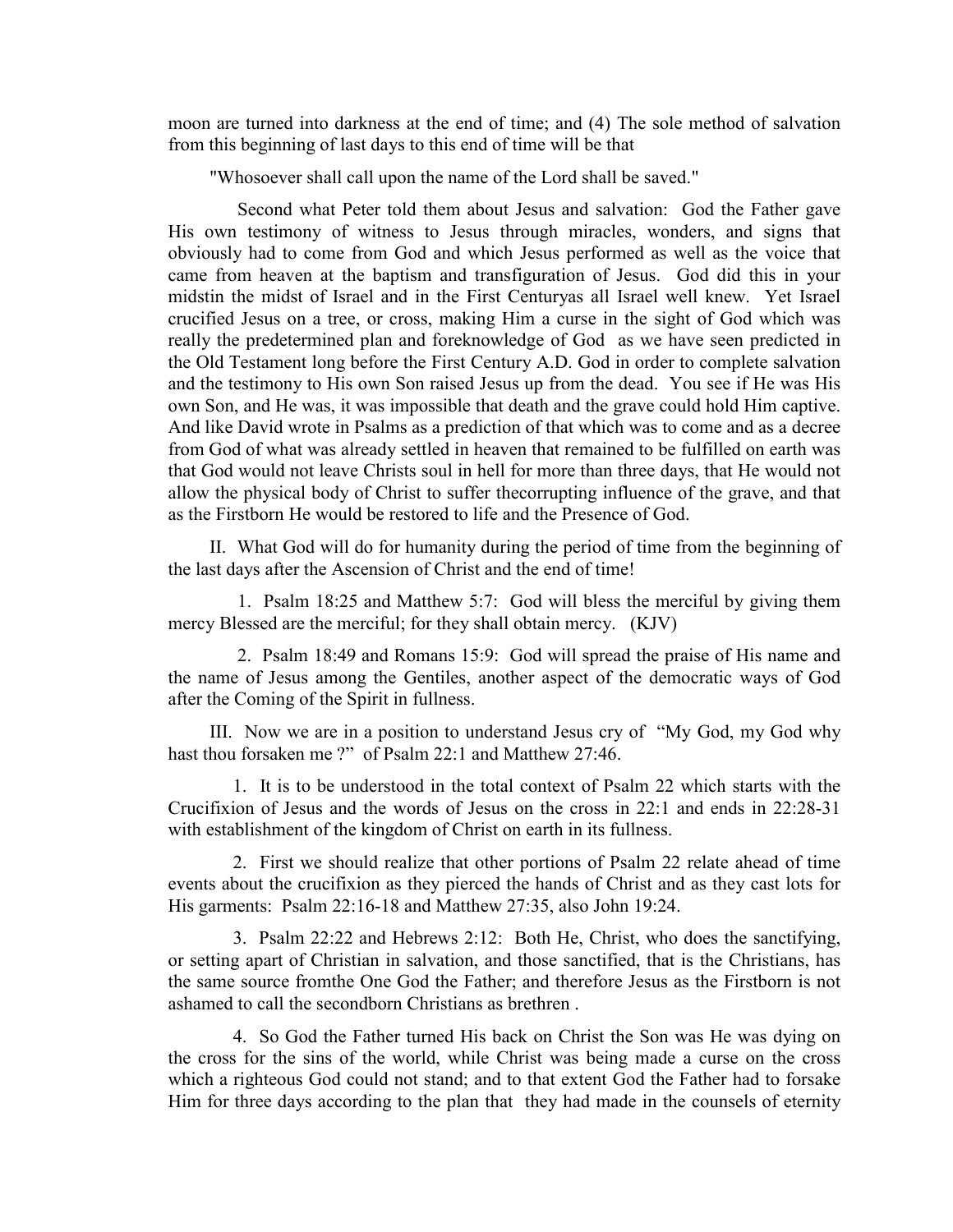moon are turned into darkness at the end of time; and (4) The sole method of salvation from this beginning of last days to this end of time will be that

"Whosoever shall call upon the name of the Lord shall be saved."

Second what Peter told them about Jesus and salvation: God the Father gave His own testimony of witness to Jesus through miracles, wonders, and signs that obviously had to come from God and which Jesus performed as well as the voice that came from heaven at the baptism and transfiguration of Jesus. God did this in your midstin the midst of Israel and in the First Centuryas all Israel well knew. Yet Israel crucified Jesus on a tree, or cross, making Him a curse in the sight of God which was really the predetermined plan and foreknowledge of God as we have seen predicted in the Old Testament long before the First Century A.D. God in order to complete salvation and the testimony to His own Son raised Jesus up from the dead. You see if He was His own Son, and He was, it was impossible that death and the grave could hold Him captive. And like David wrote in Psalms as a prediction of that which was to come and as a decree from God of what was already settled in heaven that remained to be fulfilled on earth was that God would not leave Christs soul in hell for more than three days, that He would not allow the physical body of Christ to suffer thecorrupting influence of the grave, and that as the Firstborn He would be restored to life and the Presence of God.

II. What God will do for humanity during the period of time from the beginning of the last days after the Ascension of Christ and the end of time!

1. Psalm 18:25 and Matthew 5:7: God will bless the merciful by giving them mercy Blessed are the merciful; for they shall obtain mercy. (KJV)

2. Psalm 18:49 and Romans 15:9: God will spread the praise of His name and the name of Jesus among the Gentiles, another aspect of the democratic ways of God after the Coming of the Spirit in fullness.

III. Now we are in a position to understand Jesus cry of "My God, my God why hast thou forsaken me ?" of Psalm 22:1 and Matthew 27:46.

1. It is to be understood in the total context of Psalm 22 which starts with the Crucifixion of Jesus and the words of Jesus on the cross in 22:1 and ends in 22:28-31 with establishment of the kingdom of Christ on earth in its fullness.

2. First we should realize that other portions of Psalm 22 relate ahead of time events about the crucifixion as they pierced the hands of Christ and as they cast lots for His garments: Psalm 22:16-18 and Matthew 27:35, also John 19:24.

3. Psalm 22:22 and Hebrews 2:12: Both He, Christ, who does the sanctifying, or setting apart of Christian in salvation, and those sanctified, that is the Christians, has the same source fromthe One God the Father; and therefore Jesus as the Firstborn is not ashamed to call the secondborn Christians as brethren .

4. So God the Father turned His back on Christ the Son was He was dying on the cross for the sins of the world, while Christ was being made a curse on the cross which a righteous God could not stand; and to that extent God the Father had to forsake Him for three days according to the plan that they had made in the counsels of eternity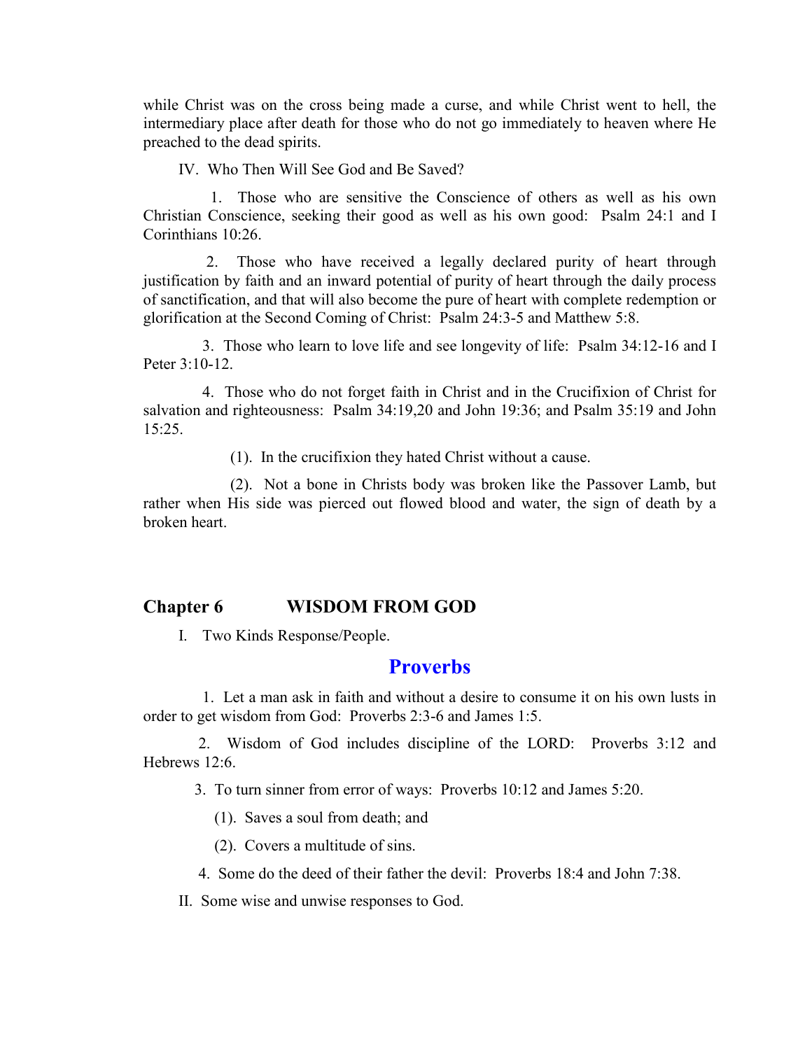while Christ was on the cross being made a curse, and while Christ went to hell, the intermediary place after death for those who do not go immediately to heaven where He preached to the dead spirits.

IV. Who Then Will See God and Be Saved?

1. Those who are sensitive the Conscience of others as well as his own Christian Conscience, seeking their good as well as his own good: Psalm 24:1 and I Corinthians 10:26.

2. Those who have received a legally declared purity of heart through justification by faith and an inward potential of purity of heart through the daily process of sanctification, and that will also become the pure of heart with complete redemption or glorification at the Second Coming of Christ: Psalm 24:3-5 and Matthew 5:8.

3. Those who learn to love life and see longevity of life: Psalm 34:12-16 and I Peter 3:10-12.

4. Those who do not forget faith in Christ and in the Crucifixion of Christ for salvation and righteousness: Psalm 34:19,20 and John 19:36; and Psalm 35:19 and John 15:25.

(1). In the crucifixion they hated Christ without a cause.

(2). Not a bone in Christs body was broken like the Passover Lamb, but rather when His side was pierced out flowed blood and water, the sign of death by a broken heart.

## Chapter 6 WISDOM FROM GOD

I. Two Kinds Response/People.

## Proverbs

1. Let a man ask in faith and without a desire to consume it on his own lusts in order to get wisdom from God: Proverbs 2:3-6 and James 1:5.

2. Wisdom of God includes discipline of the LORD: Proverbs 3:12 and Hebrews 12:6.

3. To turn sinner from error of ways: Proverbs 10:12 and James 5:20.

(1). Saves a soul from death; and

(2). Covers a multitude of sins.

4. Some do the deed of their father the devil: Proverbs 18:4 and John 7:38.

II. Some wise and unwise responses to God.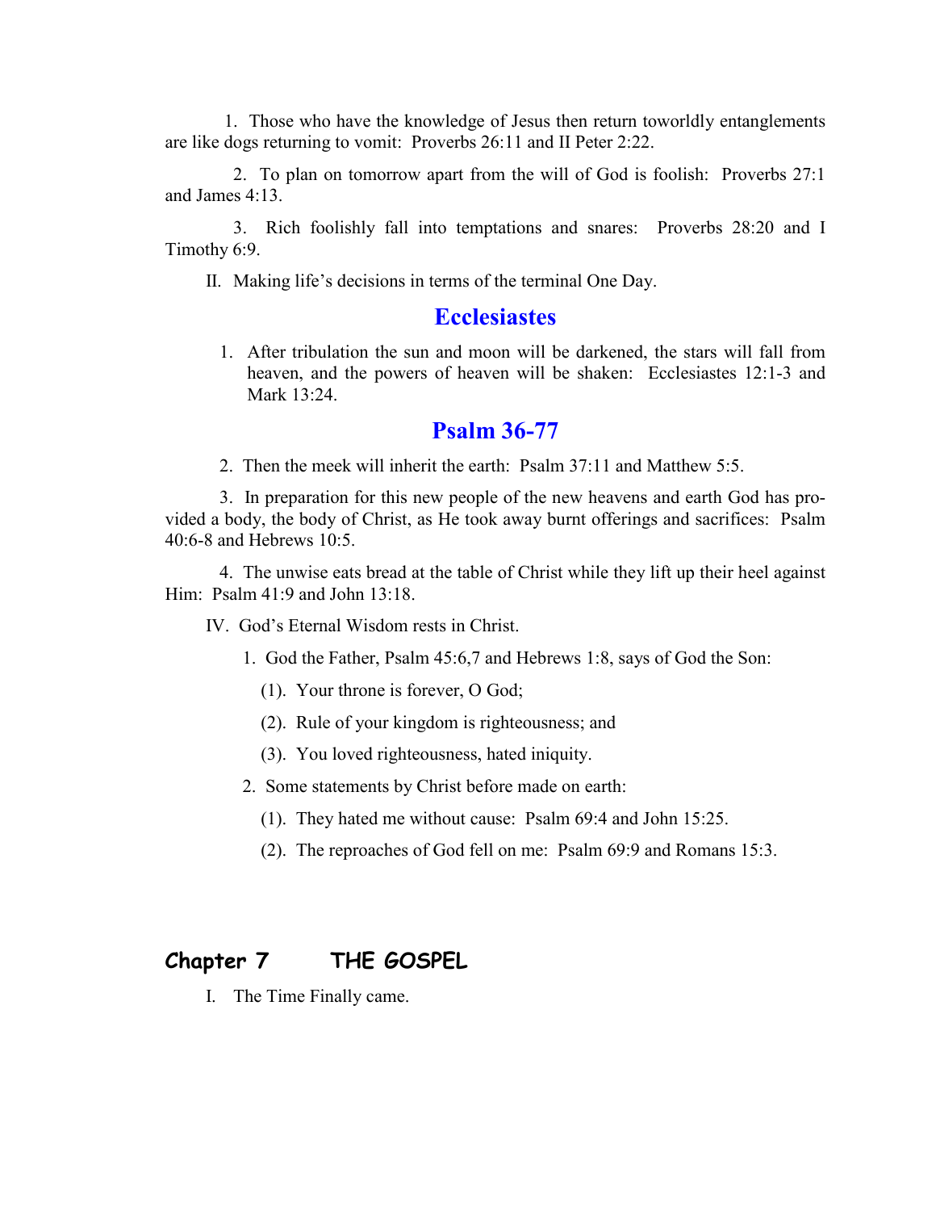1. Those who have the knowledge of Jesus then return toworldly entanglements are like dogs returning to vomit: Proverbs 26:11 and II Peter 2:22.

2. To plan on tomorrow apart from the will of God is foolish: Proverbs 27:1 and James 4:13.

3. Rich foolishly fall into temptations and snares: Proverbs 28:20 and I Timothy 6:9.

II. Making life's decisions in terms of the terminal One Day.

## Ecclesiastes

1. After tribulation the sun and moon will be darkened, the stars will fall from heaven, and the powers of heaven will be shaken: Ecclesiastes 12:1-3 and Mark 13:24.

## Psalm 36-77

2. Then the meek will inherit the earth: Psalm 37:11 and Matthew 5:5.

3. In preparation for this new people of the new heavens and earth God has provided a body, the body of Christ, as He took away burnt offerings and sacrifices: Psalm 40:6-8 and Hebrews 10:5.

4. The unwise eats bread at the table of Christ while they lift up their heel against Him: Psalm 41:9 and John 13:18.

IV. God's Eternal Wisdom rests in Christ.

1. God the Father, Psalm 45:6,7 and Hebrews 1:8, says of God the Son:

   (1). Your throne is forever, O God;

   (2). Rule of your kingdom is righteousness; and

   (3). You loved righteousness, hated iniquity.

2. Some statements by Christ before made on earth:

   (1). They hated me without cause: Psalm 69:4 and John 15:25.

   (2). The reproaches of God fell on me: Psalm 69:9 and Romans 15:3.

## Chapter 7 THE GOSPEL

I. The Time Finally came.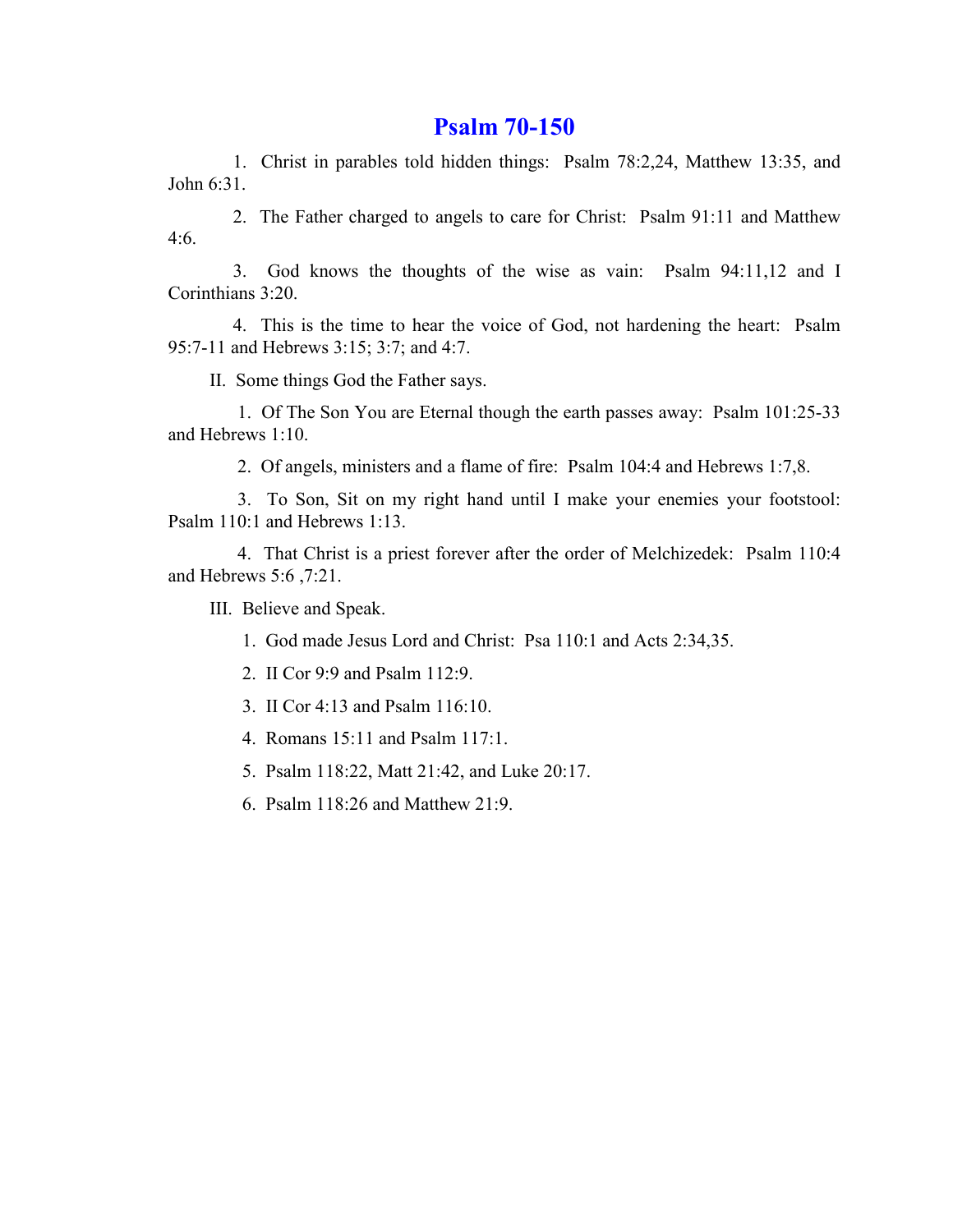# Psalm 70-150

1. Christ in parables told hidden things: Psalm 78:2,24, Matthew 13:35, and John 6:31.

2. The Father charged to angels to care for Christ: Psalm 91:11 and Matthew 4:6.

3. God knows the thoughts of the wise as vain: Psalm 94:11,12 and I Corinthians 3:20.

4. This is the time to hear the voice of God, not hardening the heart: Psalm 95:7-11 and Hebrews 3:15; 3:7; and 4:7.

II. Some things God the Father says.

1. Of The Son You are Eternal though the earth passes away: Psalm 101:25-33 and Hebrews 1:10.

2. Of angels, ministers and a flame of fire: Psalm 104:4 and Hebrews 1:7,8.

3. To Son, Sit on my right hand until I make your enemies your footstool: Psalm 110:1 and Hebrews 1:13.

4. That Christ is a priest forever after the order of Melchizedek: Psalm 110:4 and Hebrews 5:6 ,7:21.

III. Believe and Speak.

1. God made Jesus Lord and Christ: Psa 110:1 and Acts 2:34,35.

2. II Cor 9:9 and Psalm 112:9.

3. II Cor 4:13 and Psalm 116:10.

4. Romans 15:11 and Psalm 117:1.

5. Psalm 118:22, Matt 21:42, and Luke 20:17.

6. Psalm 118:26 and Matthew 21:9.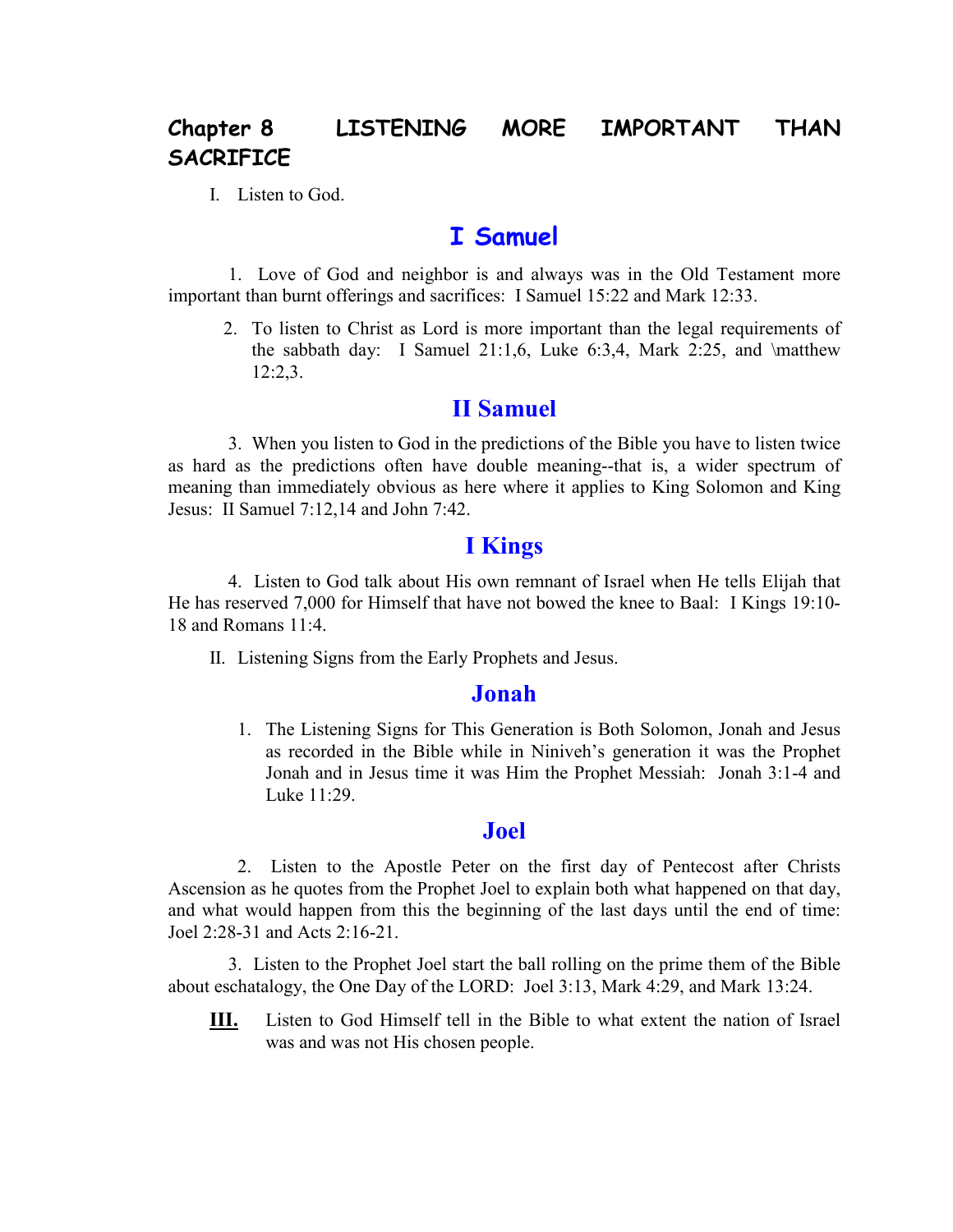# Chapter 8 LISTENING MORE IMPORTANT THAN SACRIFICE

I. Listen to God.

## I Samuel

1. Love of God and neighbor is and always was in the Old Testament more important than burnt offerings and sacrifices: I Samuel 15:22 and Mark 12:33.

2. To listen to Christ as Lord is more important than the legal requirements of the sabbath day: I Samuel 21:1,6, Luke 6:3,4, Mark 2:25, and \matthew 12:2,3.

## II Samuel

3. When you listen to God in the predictions of the Bible you have to listen twice as hard as the predictions often have double meaning--that is, a wider spectrum of meaning than immediately obvious as here where it applies to King Solomon and King Jesus: II Samuel 7:12,14 and John 7:42.

## I Kings

4. Listen to God talk about His own remnant of Israel when He tells Elijah that He has reserved 7,000 for Himself that have not bowed the knee to Baal: I Kings 19:10-18 and Romans 11:4.

II. Listening Signs from the Early Prophets and Jesus.

## Jonah

1. The Listening Signs for This Generation is Both Solomon, Jonah and Jesus as recorded in the Bible while in Niniveh's generation it was the Prophet Jonah and in Jesus time it was Him the Prophet Messiah: Jonah 3:1-4 and Luke 11:29.

## Joel

2. Listen to the Apostle Peter on the first day of Pentecost after Christs Ascension as he quotes from the Prophet Joel to explain both what happened on that day, and what would happen from this the beginning of the last days until the end of time: Joel 2:28-31 and Acts 2:16-21.

3. Listen to the Prophet Joel start the ball rolling on the prime them of the Bible about eschatalogy, the One Day of the LORD: Joel 3:13, Mark 4:29, and Mark 13:24.

**III.** Listen to God Himself tell in the Bible to what extent the nation of Israel was and was not His chosen people.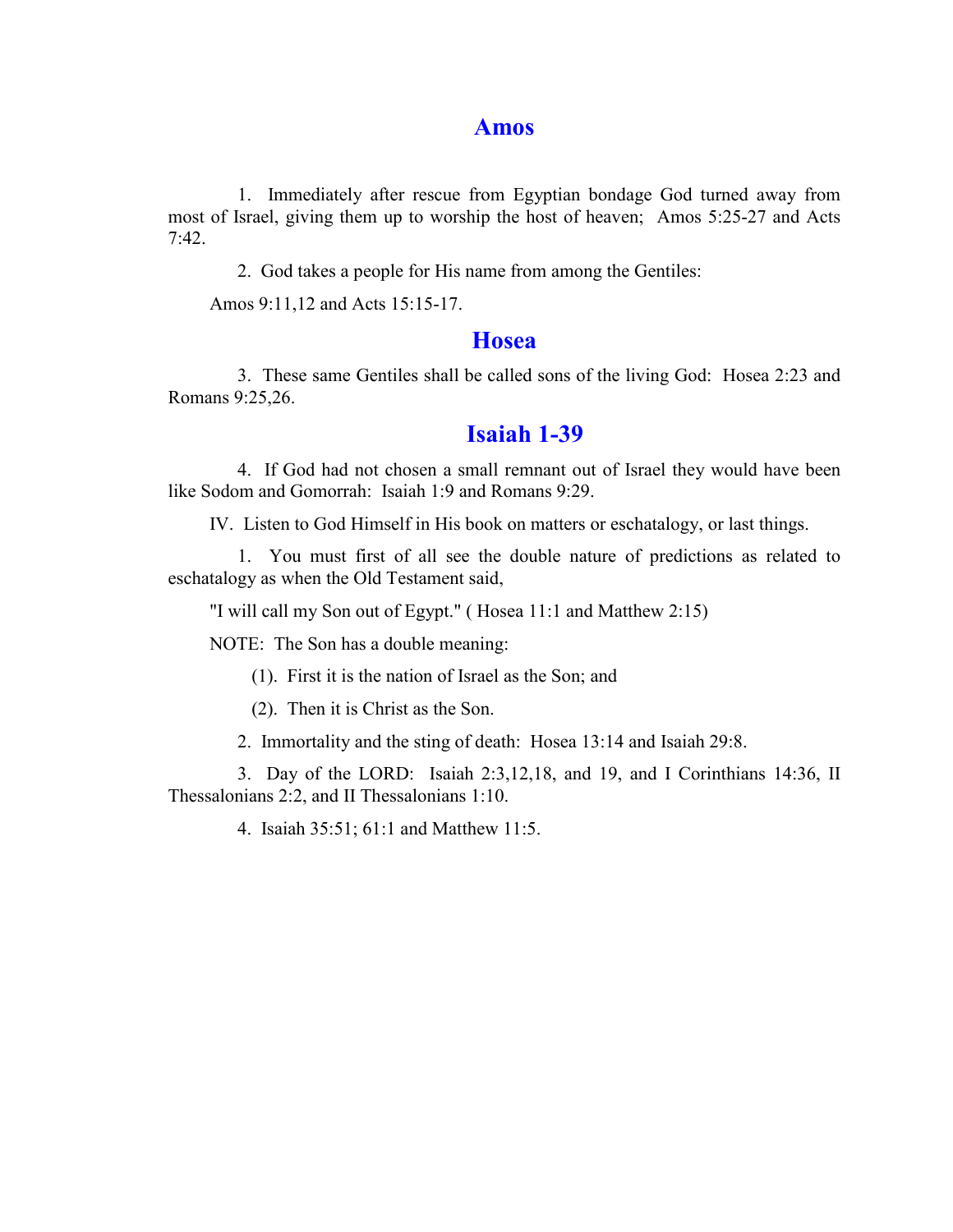## Amos

1. Immediately after rescue from Egyptian bondage God turned away from most of Israel, giving them up to worship the host of heaven; Amos 5:25-27 and Acts 7:42.

2. God takes a people for His name from among the Gentiles:

Amos 9:11,12 and Acts 15:15-17.

## Hosea

3. These same Gentiles shall be called sons of the living God: Hosea 2:23 and Romans 9:25,26.

## Isaiah 1-39

4. If God had not chosen a small remnant out of Israel they would have been like Sodom and Gomorrah: Isaiah 1:9 and Romans 9:29.

IV. Listen to God Himself in His book on matters or eschatalogy, or last things.

1. You must first of all see the double nature of predictions as related to eschatalogy as when the Old Testament said,

"I will call my Son out of Egypt." ( Hosea 11:1 and Matthew 2:15)

NOTE: The Son has a double meaning:

(1). First it is the nation of Israel as the Son; and

(2). Then it is Christ as the Son.

2. Immortality and the sting of death: Hosea 13:14 and Isaiah 29:8.

3. Day of the LORD: Isaiah 2:3,12,18, and 19, and I Corinthians 14:36, II Thessalonians 2:2, and II Thessalonians 1:10.

4. Isaiah 35:51; 61:1 and Matthew 11:5.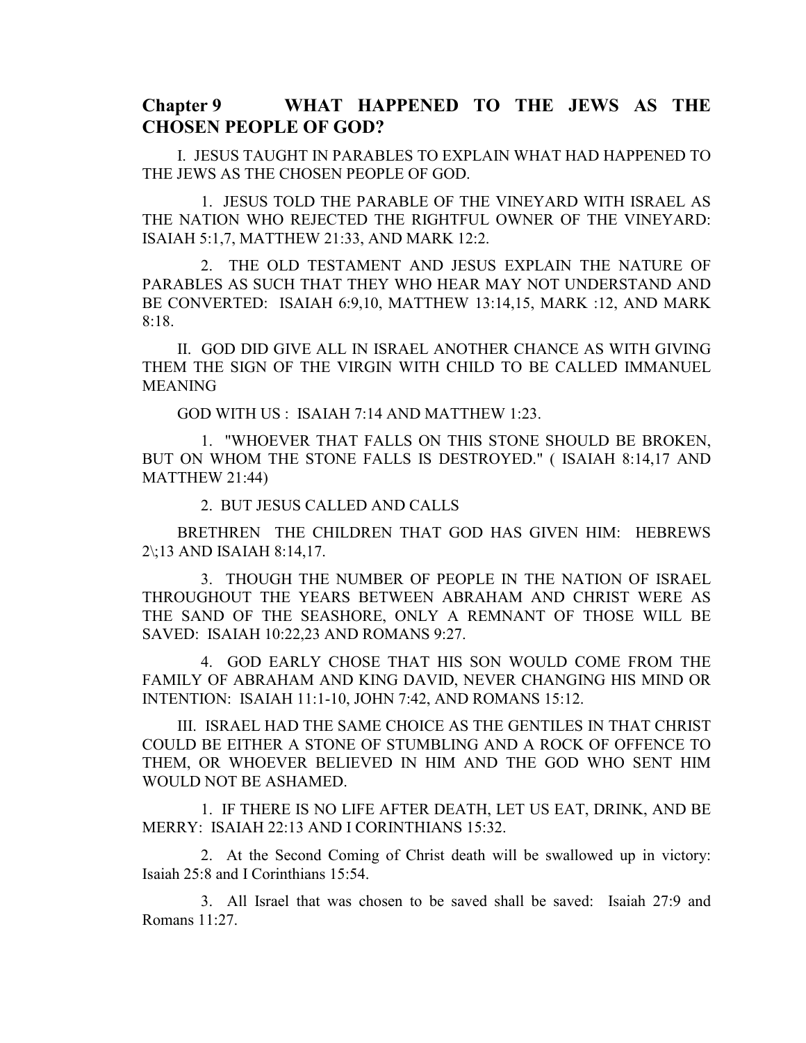## Chapter 9 WHAT HAPPENED TO THE JEWS AS THE CHOSEN PEOPLE OF GOD?

I. JESUS TAUGHT IN PARABLES TO EXPLAIN WHAT HAD HAPPENED TO THE JEWS AS THE CHOSEN PEOPLE OF GOD.

1. JESUS TOLD THE PARABLE OF THE VINEYARD WITH ISRAEL AS THE NATION WHO REJECTED THE RIGHTFUL OWNER OF THE VINEYARD: ISAIAH 5:1,7, MATTHEW 21:33, AND MARK 12:2.

2. THE OLD TESTAMENT AND JESUS EXPLAIN THE NATURE OF PARABLES AS SUCH THAT THEY WHO HEAR MAY NOT UNDERSTAND AND BE CONVERTED: ISAIAH 6:9,10, MATTHEW 13:14,15, MARK :12, AND MARK 8:18.

II. GOD DID GIVE ALL IN ISRAEL ANOTHER CHANCE AS WITH GIVING THEM THE SIGN OF THE VIRGIN WITH CHILD TO BE CALLED IMMANUEL MEANING

GOD WITH US : ISAIAH 7:14 AND MATTHEW 1:23.

1. "WHOEVER THAT FALLS ON THIS STONE SHOULD BE BROKEN, BUT ON WHOM THE STONE FALLS IS DESTROYED." ( ISAIAH 8:14,17 AND MATTHEW 21:44)

2. BUT JESUS CALLED AND CALLS

BRETHREN THE CHILDREN THAT GOD HAS GIVEN HIM: HEBREWS 2\;13 AND ISAIAH 8:14,17.

3. THOUGH THE NUMBER OF PEOPLE IN THE NATION OF ISRAEL THROUGHOUT THE YEARS BETWEEN ABRAHAM AND CHRIST WERE AS THE SAND OF THE SEASHORE, ONLY A REMNANT OF THOSE WILL BE SAVED: ISAIAH 10:22,23 AND ROMANS 9:27.

4. GOD EARLY CHOSE THAT HIS SON WOULD COME FROM THE FAMILY OF ABRAHAM AND KING DAVID, NEVER CHANGING HIS MIND OR INTENTION: ISAIAH 11:1-10, JOHN 7:42, AND ROMANS 15:12.

III. ISRAEL HAD THE SAME CHOICE AS THE GENTILES IN THAT CHRIST COULD BE EITHER A STONE OF STUMBLING AND A ROCK OF OFFENCE TO THEM, OR WHOEVER BELIEVED IN HIM AND THE GOD WHO SENT HIM WOULD NOT BE ASHAMED.

1. IF THERE IS NO LIFE AFTER DEATH, LET US EAT, DRINK, AND BE MERRY: ISAIAH 22:13 AND I CORINTHIANS 15:32.

2. At the Second Coming of Christ death will be swallowed up in victory: Isaiah 25:8 and I Corinthians 15:54.

3. All Israel that was chosen to be saved shall be saved: Isaiah 27:9 and Romans 11:27.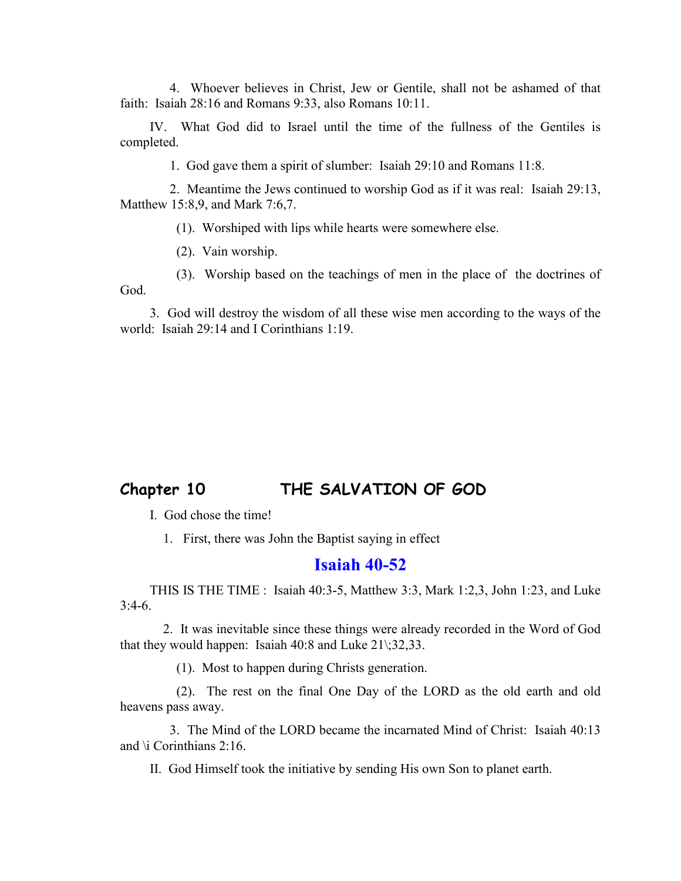4. Whoever believes in Christ, Jew or Gentile, shall not be ashamed of that faith: Isaiah 28:16 and Romans 9:33, also Romans 10:11.

IV. What God did to Israel until the time of the fullness of the Gentiles is completed.

1. God gave them a spirit of slumber: Isaiah 29:10 and Romans 11:8.

2. Meantime the Jews continued to worship God as if it was real: Isaiah 29:13, Matthew 15:8,9, and Mark 7:6,7.

(1). Worshiped with lips while hearts were somewhere else.

(2). Vain worship.

(3). Worship based on the teachings of men in the place of the doctrines of God.

3. God will destroy the wisdom of all these wise men according to the ways of the world: Isaiah 29:14 and I Corinthians 1:19.

## Chapter 10 THE SALVATION OF GOD

I. God chose the time!

1. First, there was John the Baptist saying in effect

## Isaiah 40-52

THIS IS THE TIME : Isaiah 40:3-5, Matthew 3:3, Mark 1:2,3, John 1:23, and Luke 3:4-6.

2. It was inevitable since these things were already recorded in the Word of God that they would happen: Isaiah 40:8 and Luke 21\;32,33.

(1). Most to happen during Christs generation.

(2). The rest on the final One Day of the LORD as the old earth and old heavens pass away.

3. The Mind of the LORD became the incarnated Mind of Christ: Isaiah 40:13 and \i Corinthians 2:16.

II. God Himself took the initiative by sending His own Son to planet earth.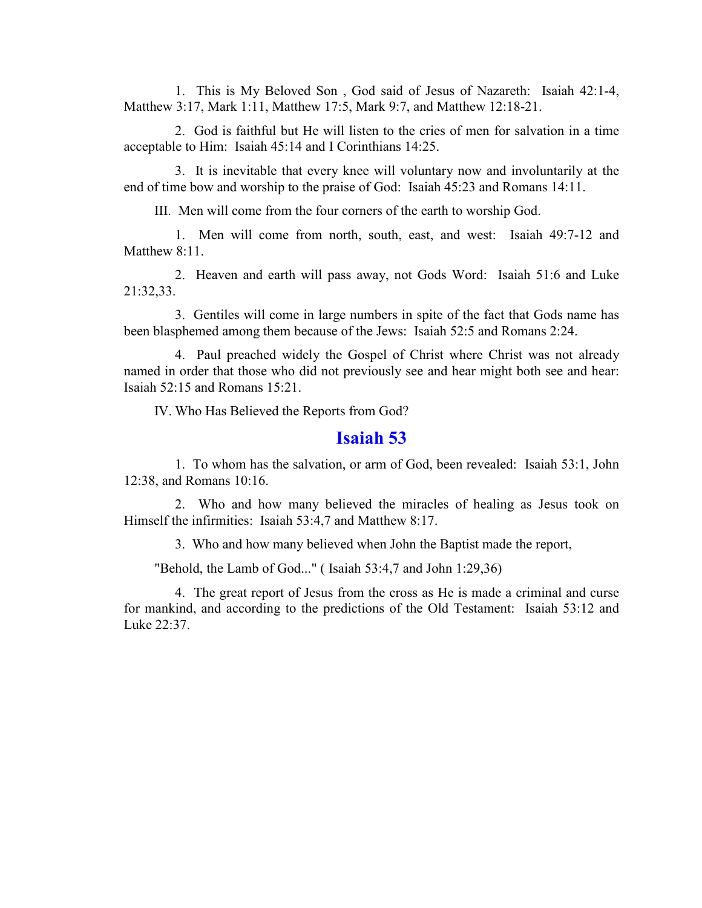1. This is My Beloved Son , God said of Jesus of Nazareth: Isaiah 42:1-4, Matthew 3:17, Mark 1:11, Matthew 17:5, Mark 9:7, and Matthew 12:18-21.

2. God is faithful but He will listen to the cries of men for salvation in a time acceptable to Him: Isaiah 45:14 and I Corinthians 14:25.

3. It is inevitable that every knee will voluntary now and involuntarily at the end of time bow and worship to the praise of God: Isaiah 45:23 and Romans 14:11.

III. Men will come from the four corners of the earth to worship God.

1. Men will come from north, south, east, and west: Isaiah 49:7-12 and Matthew 8:11.

2. Heaven and earth will pass away, not Gods Word: Isaiah 51:6 and Luke 21:32,33.

3. Gentiles will come in large numbers in spite of the fact that Gods name has been blasphemed among them because of the Jews: Isaiah 52:5 and Romans 2:24.

4. Paul preached widely the Gospel of Christ where Christ was not already named in order that those who did not previously see and hear might both see and hear: Isaiah 52:15 and Romans 15:21.

IV. Who Has Believed the Reports from God?

## Isaiah 53

1. To whom has the salvation, or arm of God, been revealed: Isaiah 53:1, John 12:38, and Romans 10:16.

2. Who and how many believed the miracles of healing as Jesus took on Himself the infirmities: Isaiah 53:4,7 and Matthew 8:17.

3. Who and how many believed when John the Baptist made the report,

"Behold, the Lamb of God..." ( Isaiah 53:4,7 and John 1:29,36)

4. The great report of Jesus from the cross as He is made a criminal and curse for mankind, and according to the predictions of the Old Testament: Isaiah 53:12 and Luke 22:37.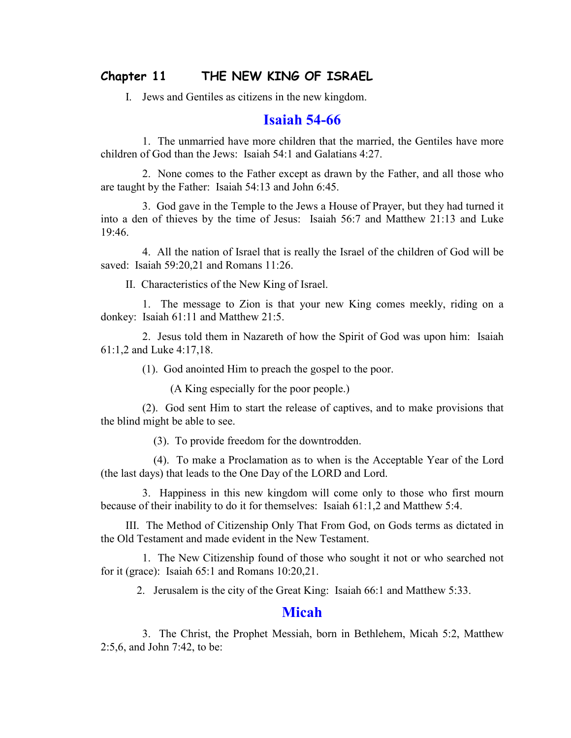## Chapter 11 THE NEW KING OF ISRAEL

I. Jews and Gentiles as citizens in the new kingdom.

### Isaiah 54-66

1. The unmarried have more children that the married, the Gentiles have more children of God than the Jews: Isaiah 54:1 and Galatians 4:27.

2. None comes to the Father except as drawn by the Father, and all those who are taught by the Father: Isaiah 54:13 and John 6:45.

3. God gave in the Temple to the Jews a House of Prayer, but they had turned it into a den of thieves by the time of Jesus: Isaiah 56:7 and Matthew 21:13 and Luke 19:46.

4. All the nation of Israel that is really the Israel of the children of God will be saved: Isaiah 59:20,21 and Romans 11:26.

II. Characteristics of the New King of Israel.

1. The message to Zion is that your new King comes meekly, riding on a donkey: Isaiah 61:11 and Matthew 21:5.

2. Jesus told them in Nazareth of how the Spirit of God was upon him: Isaiah 61:1,2 and Luke 4:17,18.

(1). God anointed Him to preach the gospel to the poor.

(A King especially for the poor people.)

(2). God sent Him to start the release of captives, and to make provisions that the blind might be able to see.

(3). To provide freedom for the downtrodden.

(4). To make a Proclamation as to when is the Acceptable Year of the Lord (the last days) that leads to the One Day of the LORD and Lord.

3. Happiness in this new kingdom will come only to those who first mourn because of their inability to do it for themselves: Isaiah 61:1,2 and Matthew 5:4.

III. The Method of Citizenship Only That From God, on Gods terms as dictated in the Old Testament and made evident in the New Testament.

1. The New Citizenship found of those who sought it not or who searched not for it (grace): Isaiah 65:1 and Romans 10:20,21.

2. Jerusalem is the city of the Great King: Isaiah 66:1 and Matthew 5:33.

### Micah

3. The Christ, the Prophet Messiah, born in Bethlehem, Micah 5:2, Matthew 2:5,6, and John 7:42, to be: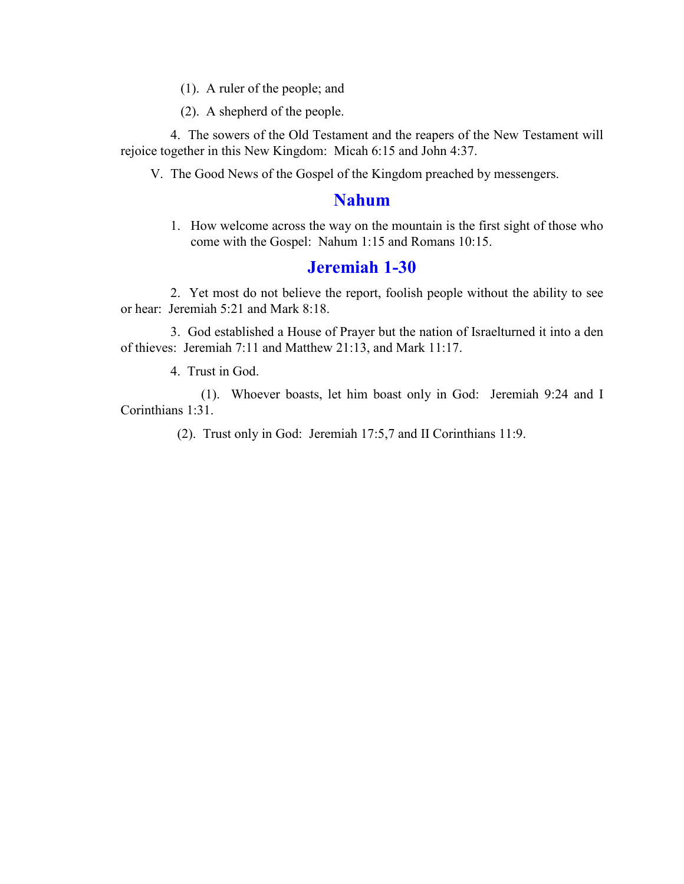(1). A ruler of the people; and

(2). A shepherd of the people.

4. The sowers of the Old Testament and the reapers of the New Testament will rejoice together in this New Kingdom: Micah 6:15 and John 4:37.

V. The Good News of the Gospel of the Kingdom preached by messengers.

## Nahum

1. How welcome across the way on the mountain is the first sight of those who come with the Gospel: Nahum 1:15 and Romans 10:15.

## Jeremiah 1-30

2. Yet most do not believe the report, foolish people without the ability to see or hear: Jeremiah 5:21 and Mark 8:18.

3. God established a House of Prayer but the nation of Israelturned it into a den of thieves: Jeremiah 7:11 and Matthew 21:13, and Mark 11:17.

4. Trust in God.

(1). Whoever boasts, let him boast only in God: Jeremiah 9:24 and I Corinthians 1:31.

(2). Trust only in God: Jeremiah 17:5,7 and II Corinthians 11:9.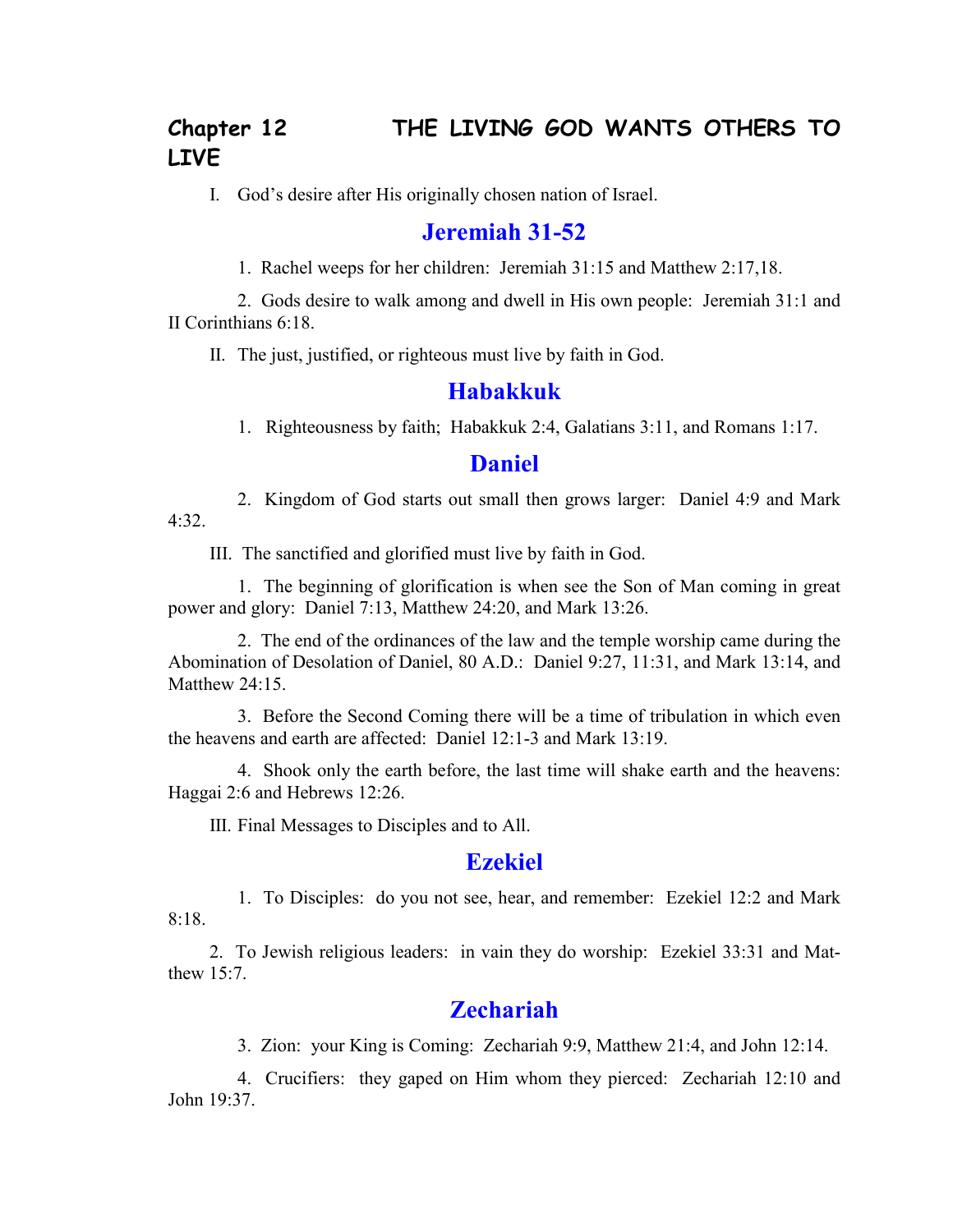# Chapter 12 THE LIVING GOD WANTS OTHERS TO LIVE

I. God's desire after His originally chosen nation of Israel.

## Jeremiah 31-52

1. Rachel weeps for her children: Jeremiah 31:15 and Matthew 2:17,18.

2. Gods desire to walk among and dwell in His own people: Jeremiah 31:1 and II Corinthians 6:18.

II. The just, justified, or righteous must live by faith in God.

## Habakkuk

1. Righteousness by faith; Habakkuk 2:4, Galatians 3:11, and Romans 1:17.

## Daniel

2. Kingdom of God starts out small then grows larger: Daniel 4:9 and Mark 4:32.

III. The sanctified and glorified must live by faith in God.

1. The beginning of glorification is when see the Son of Man coming in great power and glory: Daniel 7:13, Matthew 24:20, and Mark 13:26.

2. The end of the ordinances of the law and the temple worship came during the Abomination of Desolation of Daniel, 80 A.D.: Daniel 9:27, 11:31, and Mark 13:14, and Matthew 24:15.

3. Before the Second Coming there will be a time of tribulation in which even the heavens and earth are affected: Daniel 12:1-3 and Mark 13:19.

4. Shook only the earth before, the last time will shake earth and the heavens: Haggai 2:6 and Hebrews 12:26.

III. Final Messages to Disciples and to All.

## Ezekiel

1. To Disciples: do you not see, hear, and remember: Ezekiel 12:2 and Mark 8:18.

2. To Jewish religious leaders: in vain they do worship: Ezekiel 33:31 and Matthew 15:7.

## Zechariah

3. Zion: your King is Coming: Zechariah 9:9, Matthew 21:4, and John 12:14.

4. Crucifiers: they gaped on Him whom they pierced: Zechariah 12:10 and John 19:37.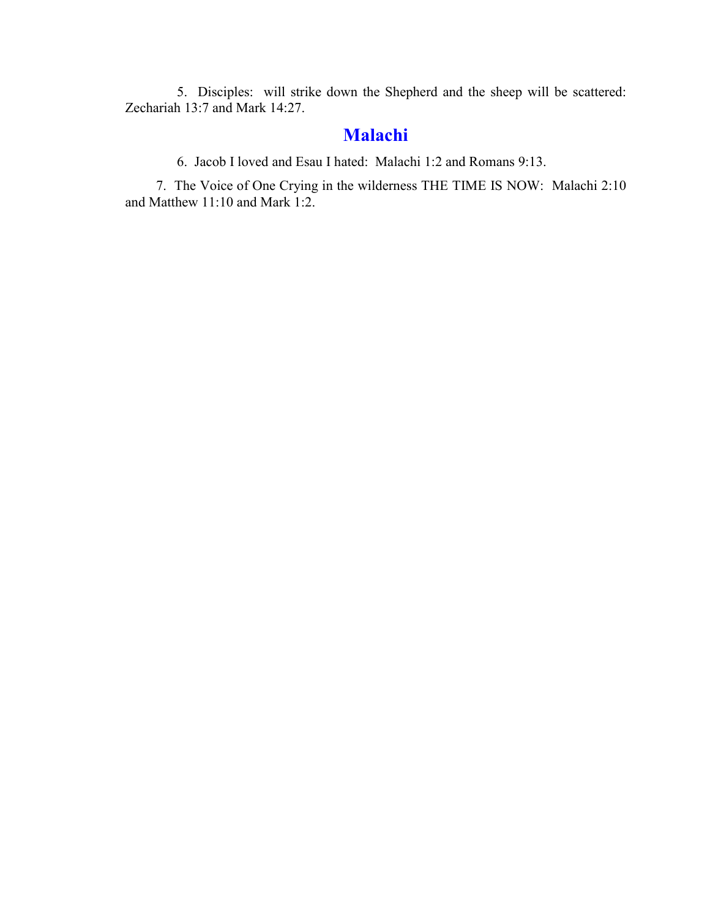5. Disciples: will strike down the Shepherd and the sheep will be scattered: Zechariah 13:7 and Mark 14:27.

## Malachi

6. Jacob I loved and Esau I hated: Malachi 1:2 and Romans 9:13.

7. The Voice of One Crying in the wilderness THE TIME IS NOW: Malachi 2:10 and Matthew 11:10 and Mark 1:2.